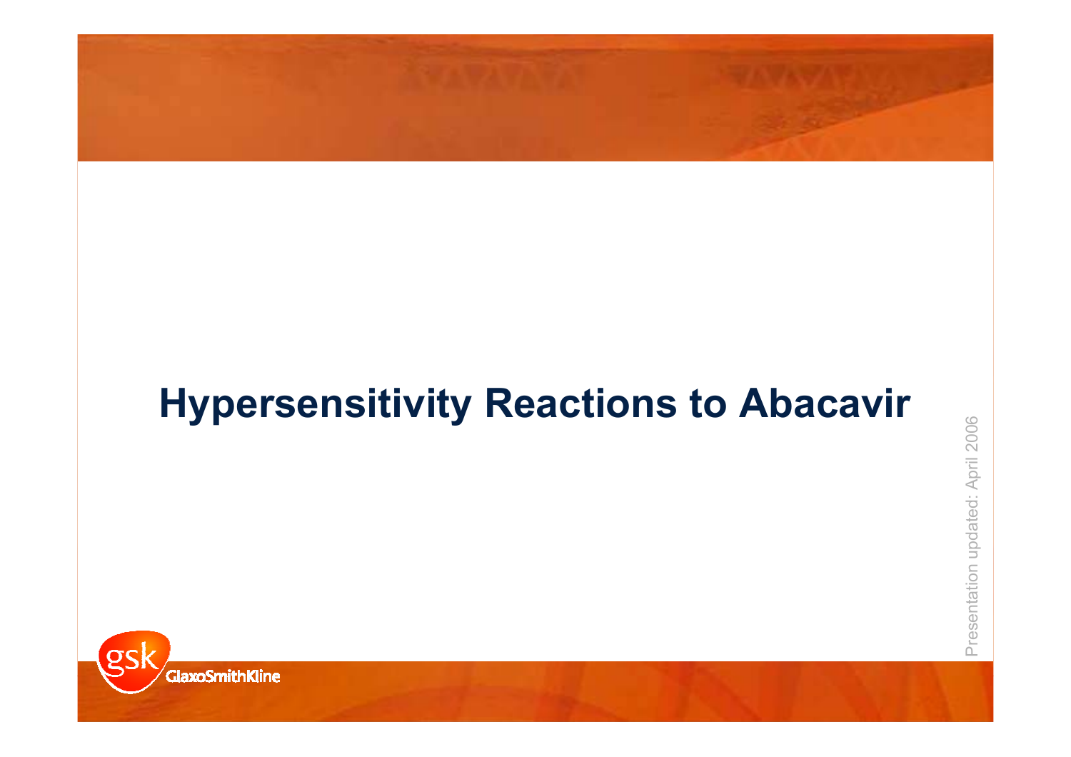# Hypersensitivity Reactions to Abacavir

Presentation updated: April 2006

GlaxoSmithKline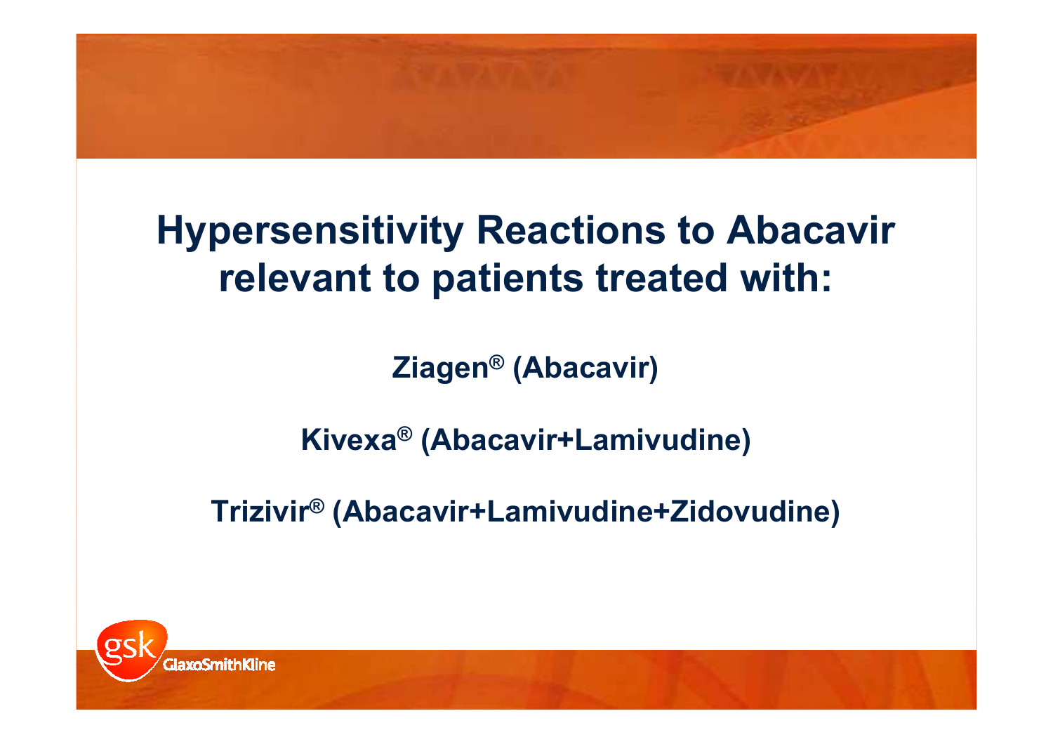# Hypersensitivity Reactions to Abacavir relevant to patients treated with:

**Ziagen® (Abacavir)**

**Kivexa® (Abacavir+Lamivudine)**

**Trizivir® (Abacavir+Lamivudine+Zidovudine)**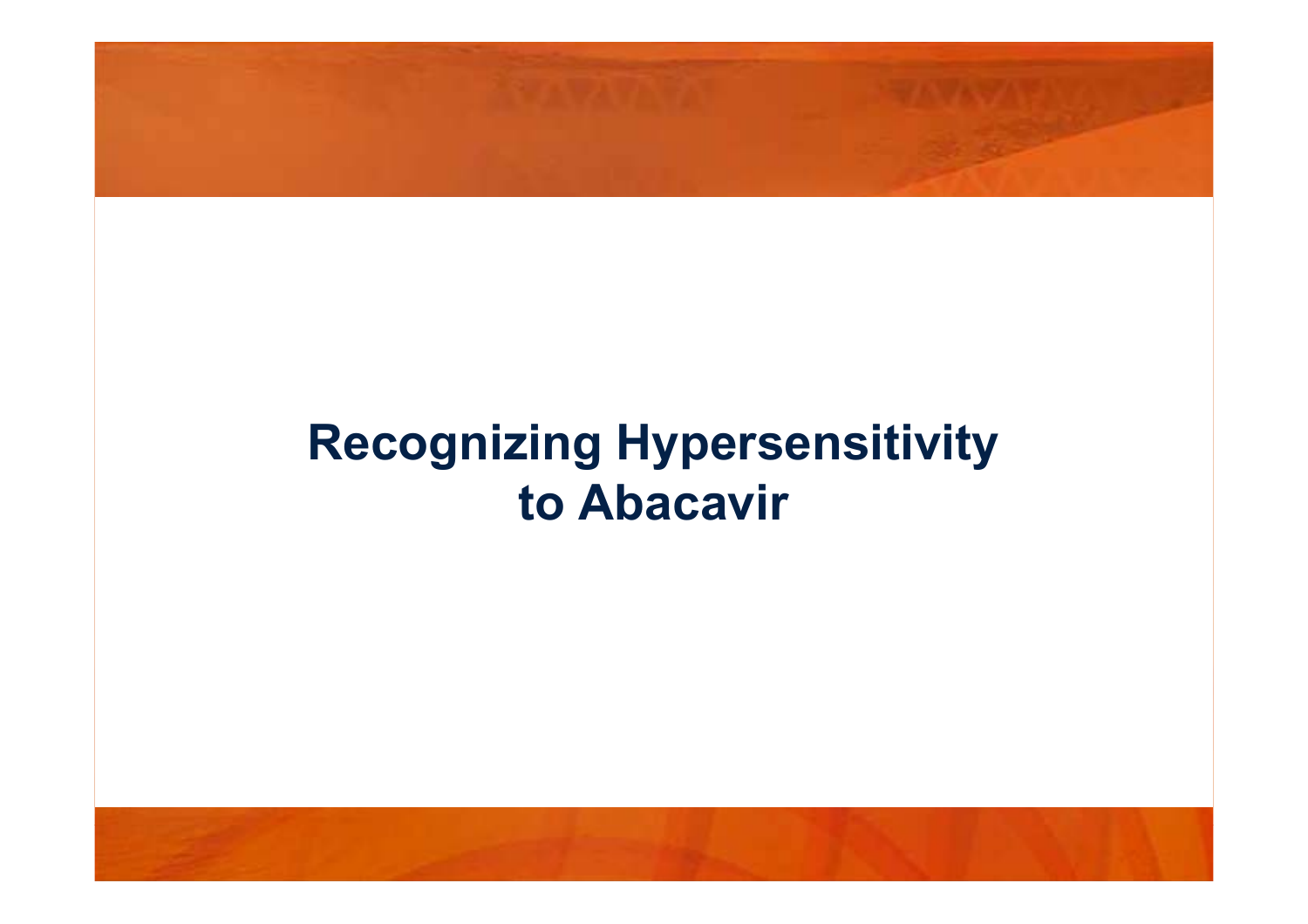# Recognizing Hypersensitivity to Abacavir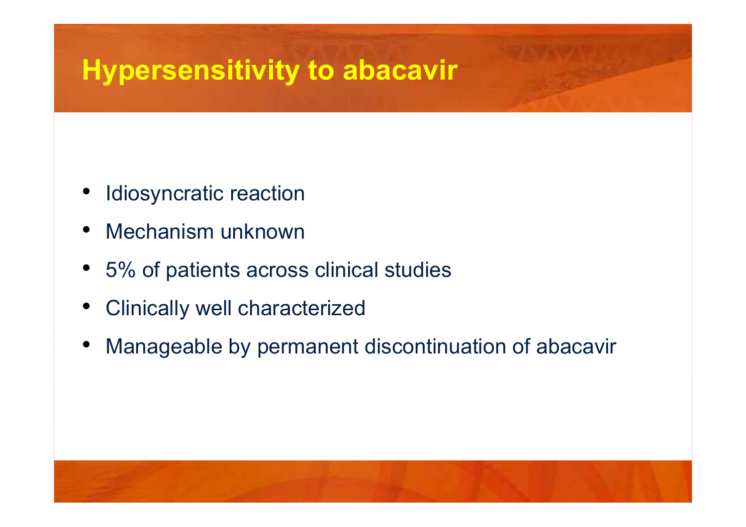# Hypersensitivity to abacavir

- Idiosyncratic reaction
- Mechanism unknown
- 5% of patients across clinical studies
- Clinically well characterized
- Manageable by permanent discontinuation of abacavir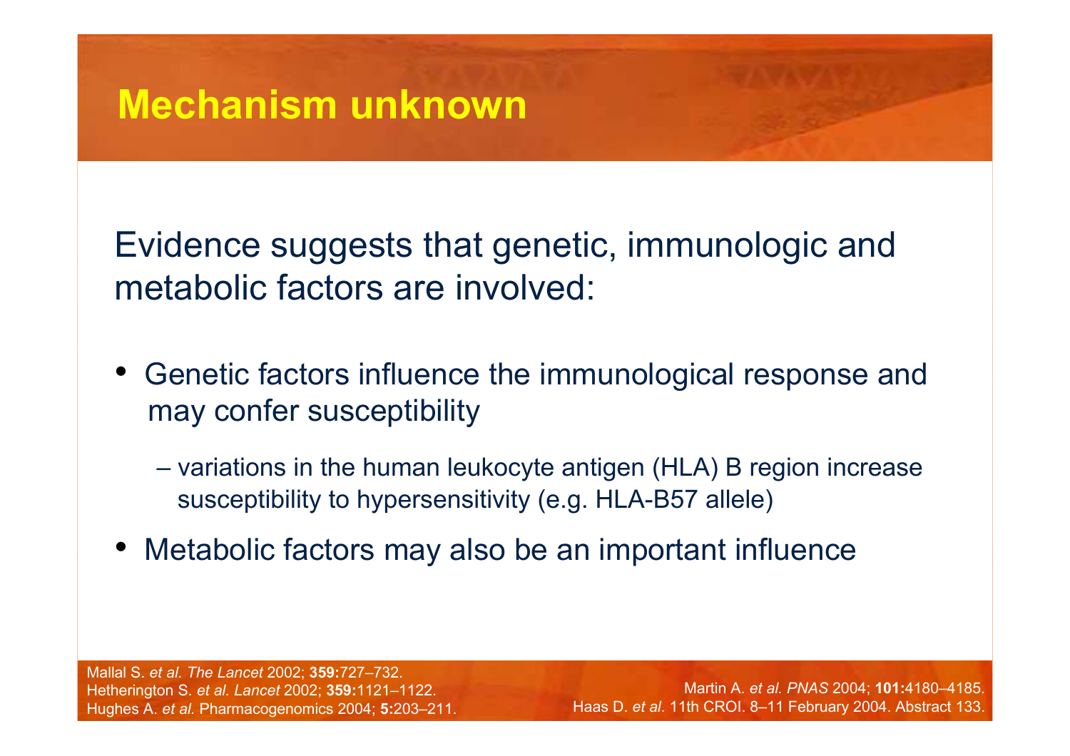# Mechanism unknown

Evidence suggests that genetic, immunologic and metabolic factors are involved:

- Genetic factors influence the immunological response and may confer susceptibility
  - variations in the human leukocyte antigen (HLA) B region increase susceptibility to hypersensitivity (e.g. HLA-B57 allele)
- Metabolic factors may also be an important influence

Mallal S. *et al. The Lancet* 2002; **359:**727–732.
Hetherington S. *et al. Lancet* 2002; **359:**1121–1122.
Hughes A. *et al.* Pharmacogenomics 2004; **5:**203–211.
Martin A. *et al. PNAS* 2004; **101:**4180–4185.
Haas D. *et al.* 11th CROI. 8–11 February 2004. Abstract 133.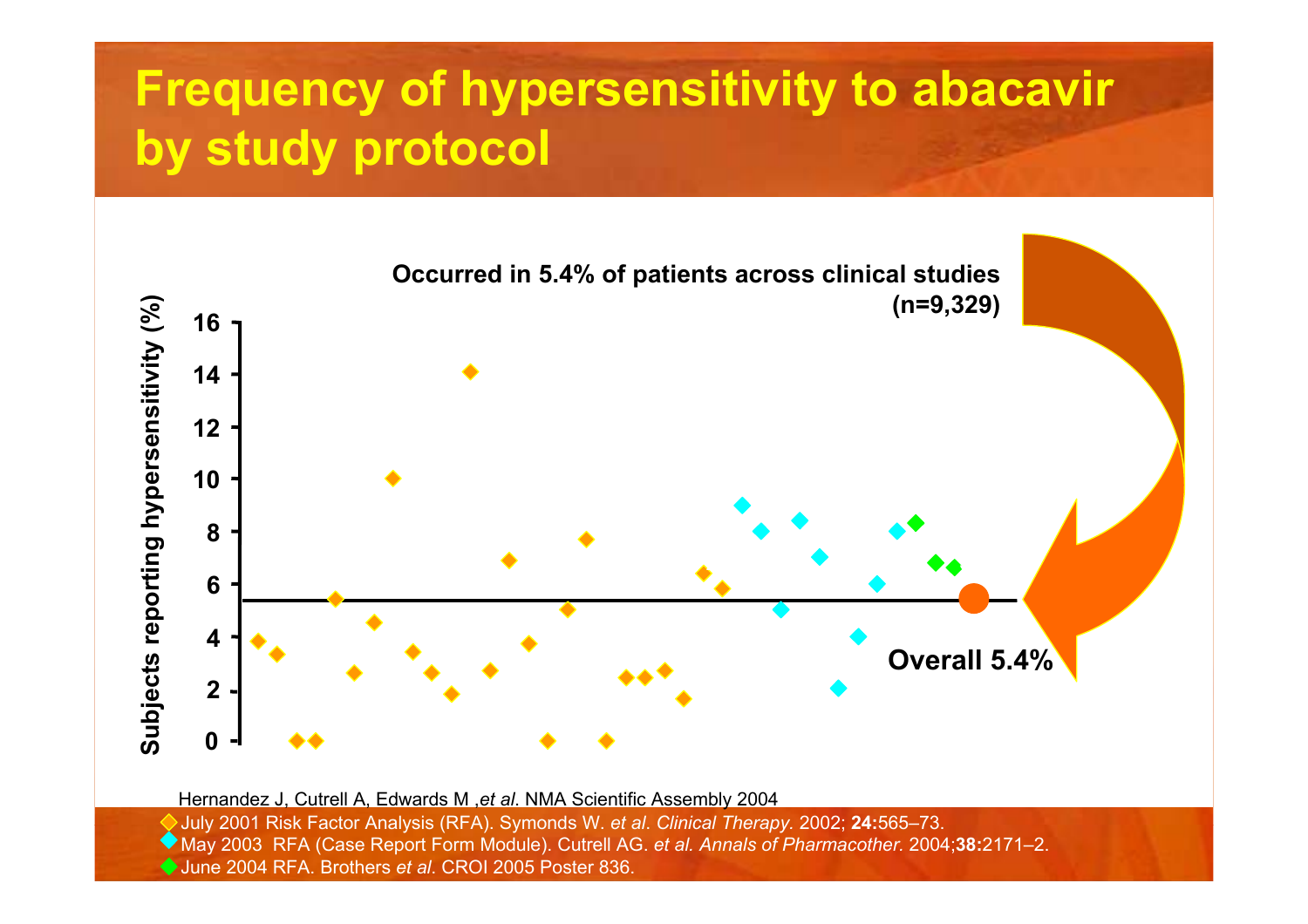# Frequency of hypersensitivity to abacavir by study protocol

**Occurred in 5.4% of patients across clinical studies (n=9,329)**

Subjects reporting hypersensitivity (%)

16
14
12
10
8
6
4
2
0

**Overall 5.4%**

Hernandez J, Cutrell A, Edwards M ,*et al*. NMA Scientific Assembly 2004

- July 2001 Risk Factor Analysis (RFA). Symonds W. *et al*. *Clinical Therapy*. 2002; **24:**565–73.
- May 2003 RFA (Case Report Form Module). Cutrell AG. *et al*. *Annals of Pharmacother*. 2004;**38:**2171–2.
- June 2004 RFA. Brothers *et al*. CROI 2005 Poster 836.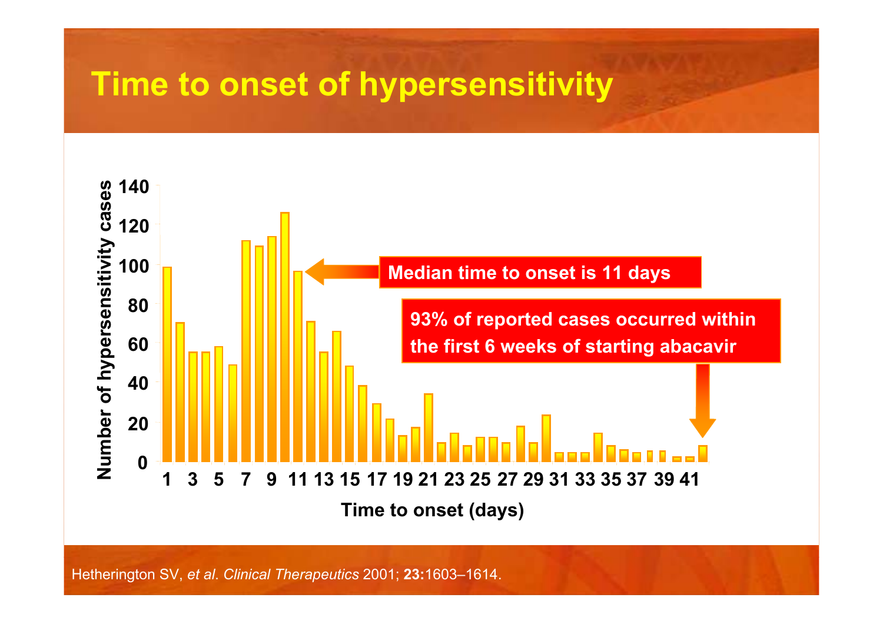# Time to onset of hypersensitivity

Number of hypersensitivity cases

Time to onset (days)

**Median time to onset is 11 days**

**93% of reported cases occurred within the first 6 weeks of starting abacavir**

Hetherington SV, *et al*. *Clinical Therapeutics* 2001; **23:**1603–1614.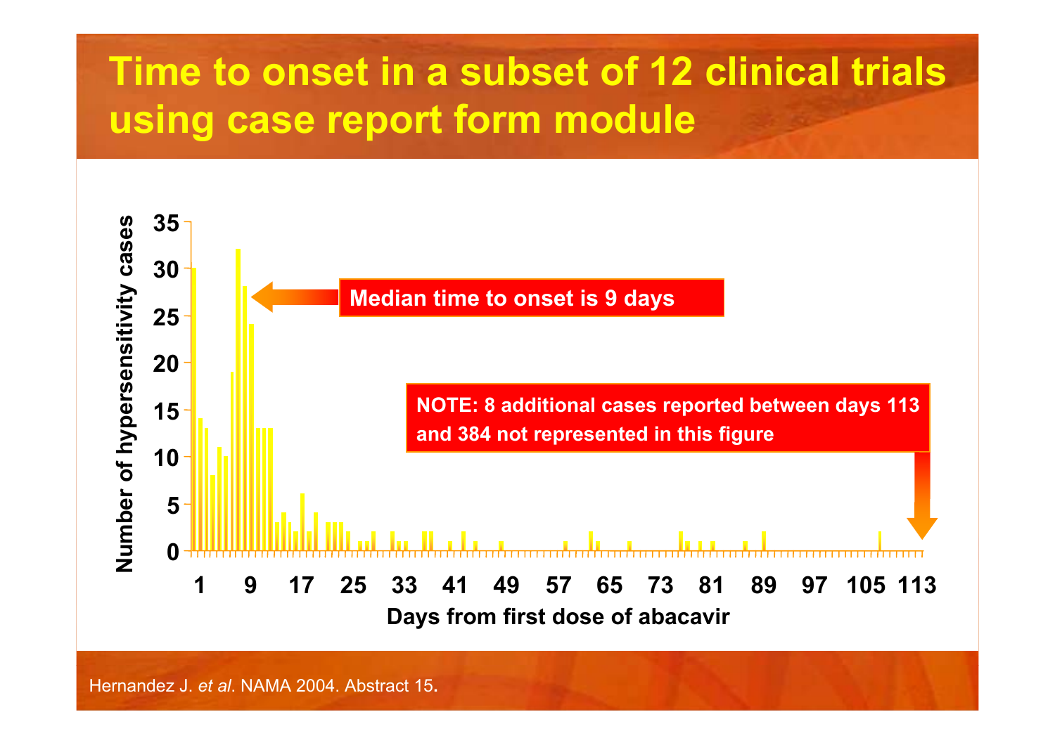# Time to onset in a subset of 12 clinical trials using case report form module

Number of hypersensitivity cases

35
30
25
20
15
10
5
0

1 9 17 25 33 41 49 57 65 73 81 89 97 105 113

Days from first dose of abacavir

**Median time to onset is 9 days**

**NOTE: 8 additional cases reported between days 113 and 384 not represented in this figure**

Hernandez J. *et al*. NAMA 2004. Abstract 15.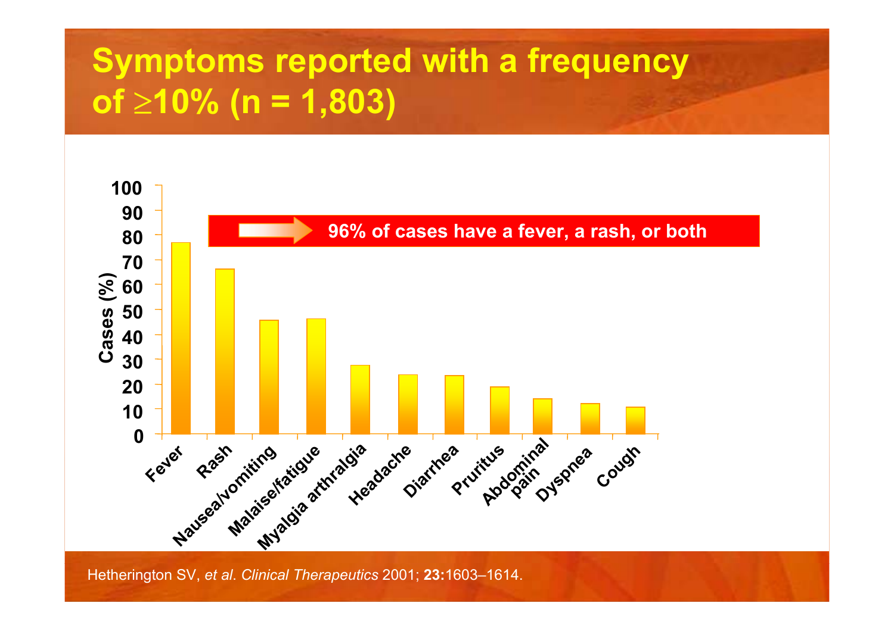# Symptoms reported with a frequency of ≥10% (n = 1,803)

96% of cases have a fever, a rash, or both

| Symptom | Cases (%) |
|---|---|
| Fever | ~77 |
| Rash | ~66 |
| Nausea/vomiting | ~46 |
| Malaise/fatigue | ~46 |
| Myalgia arthralgia | ~28 |
| Headache | ~24 |
| Diarrhea | ~23 |
| Pruritus | ~19 |
| Abdominal pain | ~14 |
| Dyspnea | ~12 |
| Cough | ~11 |

Hetherington SV, *et al*. *Clinical Therapeutics* 2001; **23:**1603–1614.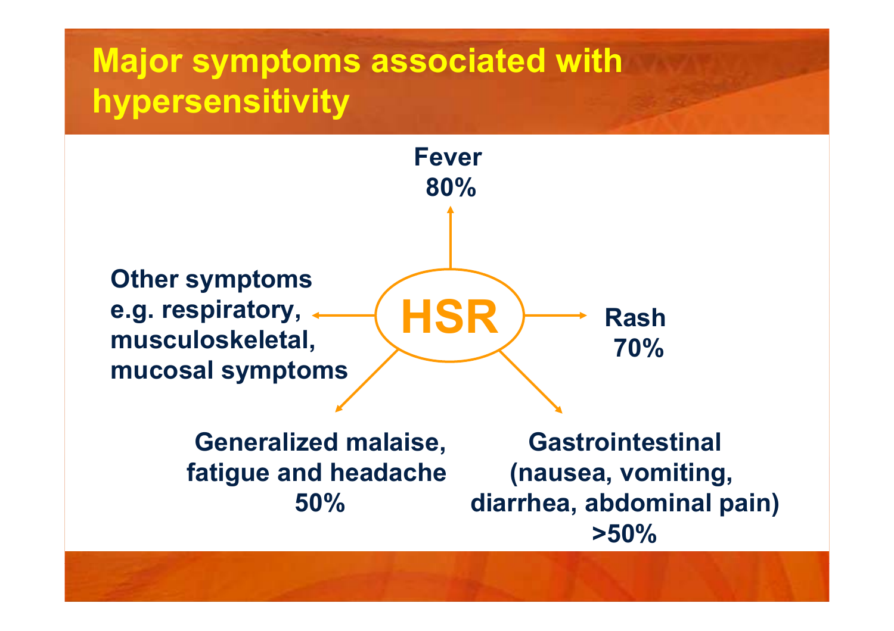# Major symptoms associated with hypersensitivity

**HSR**

- **Fever 80%**
- **Rash 70%**
- **Gastrointestinal (nausea, vomiting, diarrhea, abdominal pain) >50%**
- **Generalized malaise, fatigue and headache 50%**
- **Other symptoms e.g. respiratory, musculoskeletal, mucosal symptoms**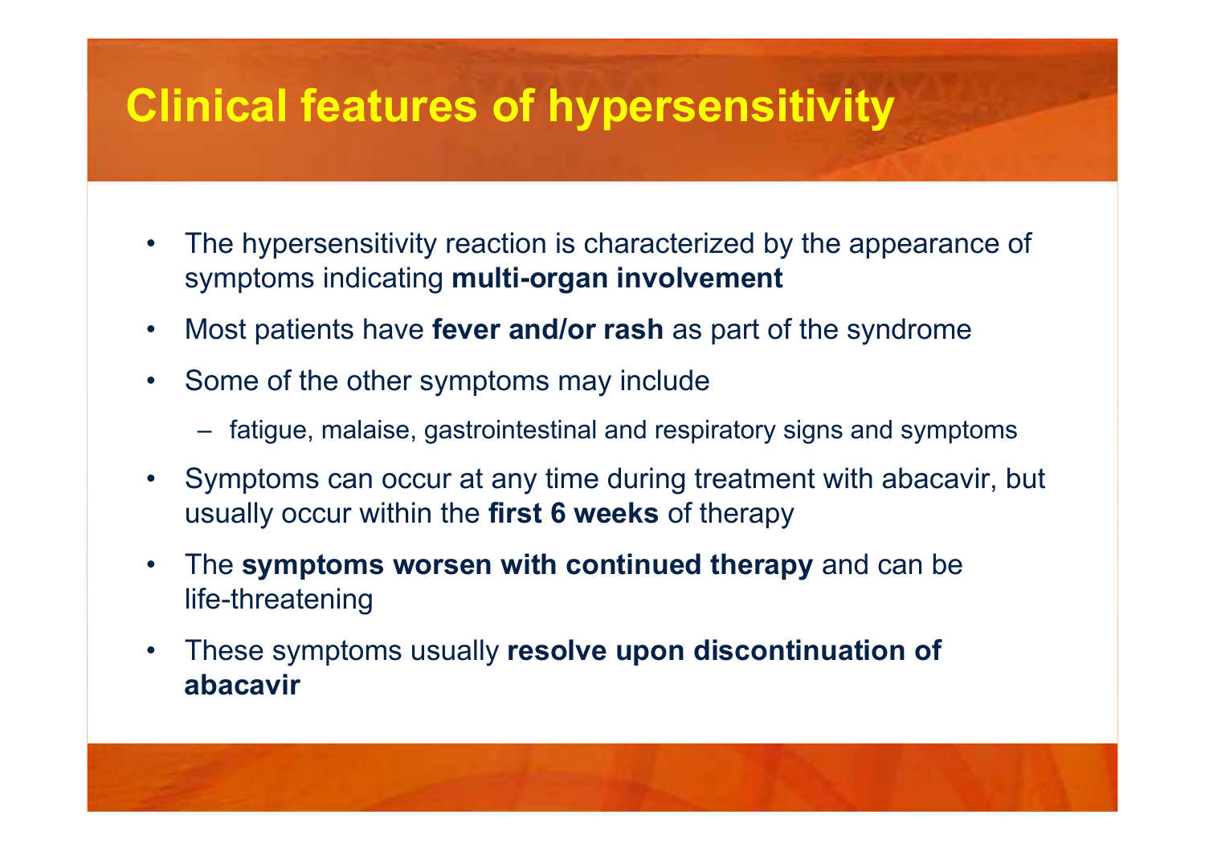# Clinical features of hypersensitivity

- The hypersensitivity reaction is characterized by the appearance of symptoms indicating **multi-organ involvement**
- Most patients have **fever and/or rash** as part of the syndrome
- Some of the other symptoms may include
  - fatigue, malaise, gastrointestinal and respiratory signs and symptoms
- Symptoms can occur at any time during treatment with abacavir, but usually occur within the **first 6 weeks** of therapy
- The **symptoms worsen with continued therapy** and can be life-threatening
- These symptoms usually **resolve upon discontinuation of abacavir**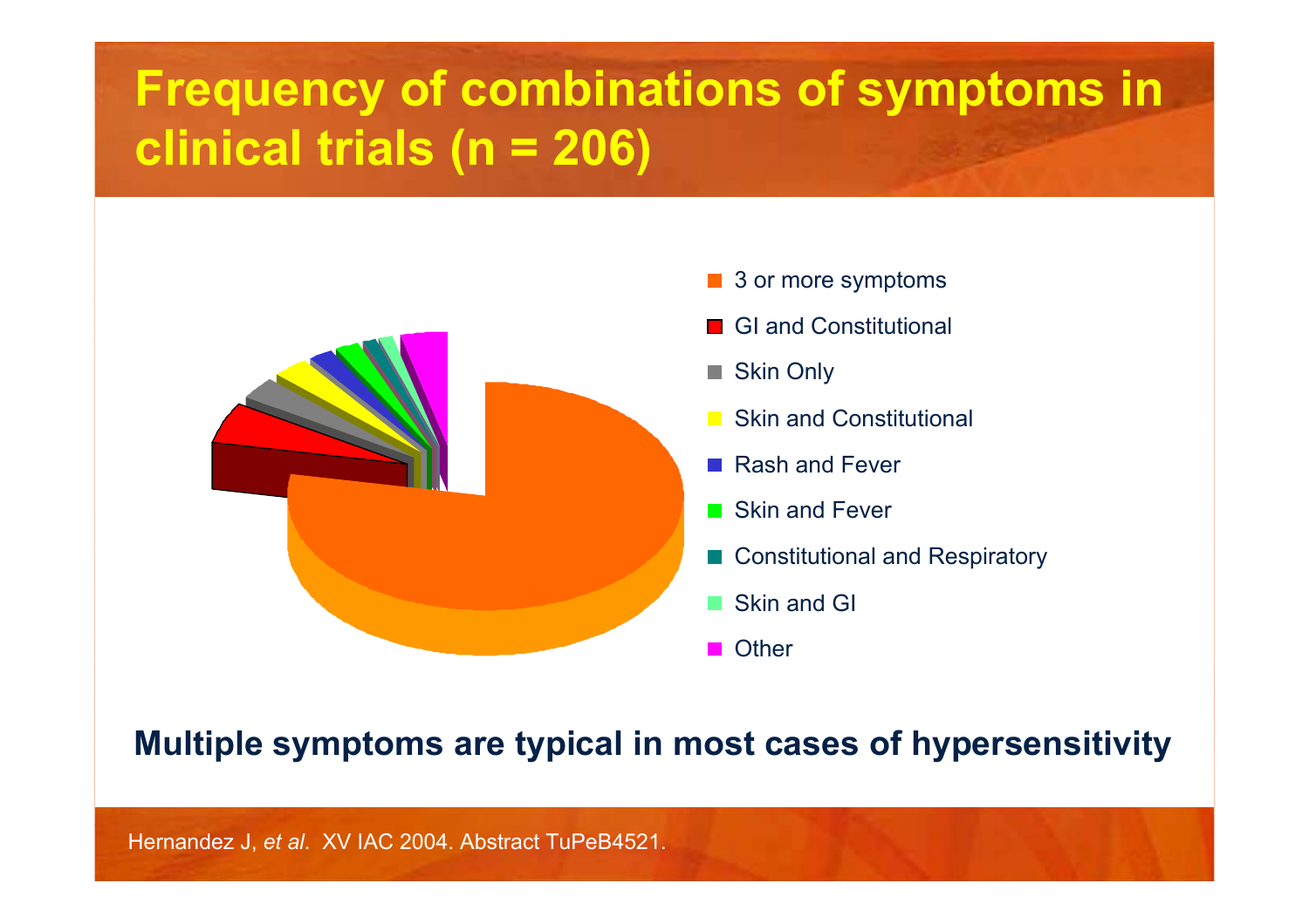# Frequency of combinations of symptoms in clinical trials (n = 206)

- 3 or more symptoms
- GI and Constitutional
- Skin Only
- Skin and Constitutional
- Rash and Fever
- Skin and Fever
- Constitutional and Respiratory
- Skin and GI
- Other

**Multiple symptoms are typical in most cases of hypersensitivity**

Hernandez J, *et al*. XV IAC 2004. Abstract TuPeB4521.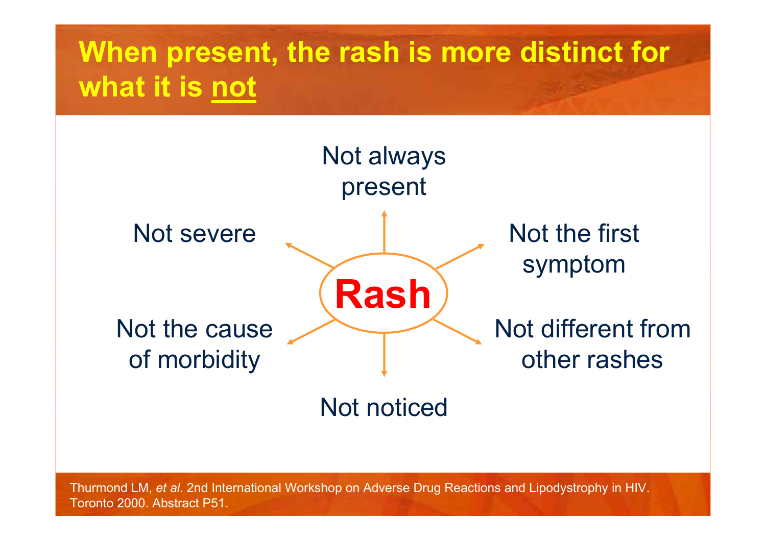# When present, the rash is more distinct for what it is <u>not</u>

**Rash**

- Not always present
- Not the first symptom
- Not different from other rashes
- Not noticed
- Not the cause of morbidity
- Not severe

Thurmond LM, *et al*. 2nd International Workshop on Adverse Drug Reactions and Lipodystrophy in HIV. Toronto 2000. Abstract P51.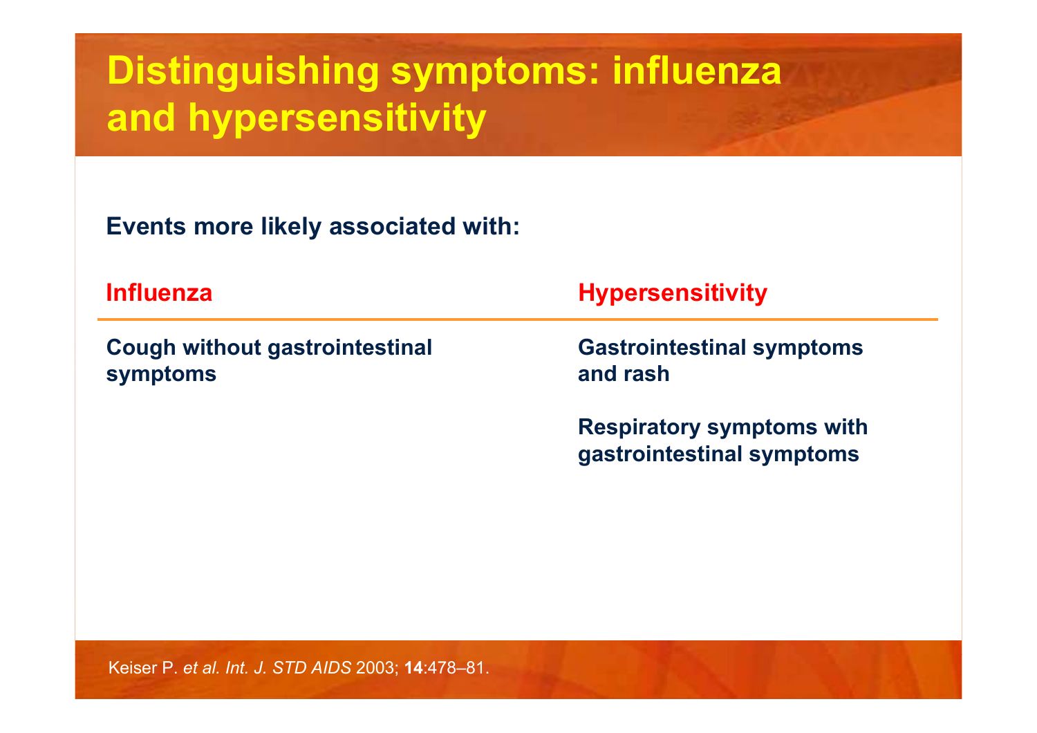# Distinguishing symptoms: influenza and hypersensitivity

**Events more likely associated with:**

| Influenza | Hypersensitivity |
|---|---|
| **Cough without gastrointestinal symptoms** | **Gastrointestinal symptoms and rash** |
| | **Respiratory symptoms with gastrointestinal symptoms** |

Keiser P. *et al. Int. J. STD AIDS* 2003; **14**:478–81.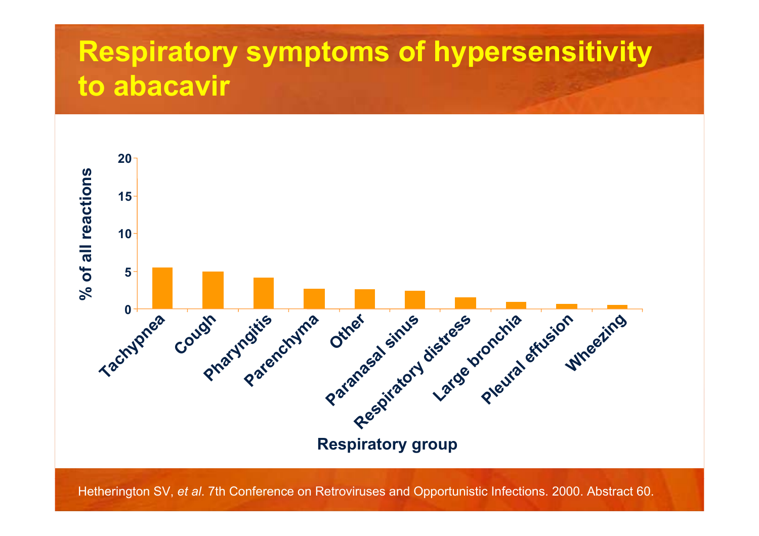# Respiratory symptoms of hypersensitivity to abacavir

% of all reactions

20
15
10
5
0

Tachypnea, Cough, Pharyngitis, Parenchyma, Other, Paranasal sinus, Respiratory distress, Large bronchia, Pleural effusion, Wheezing

Respiratory group

Hetherington SV, *et al*. 7th Conference on Retroviruses and Opportunistic Infections. 2000. Abstract 60.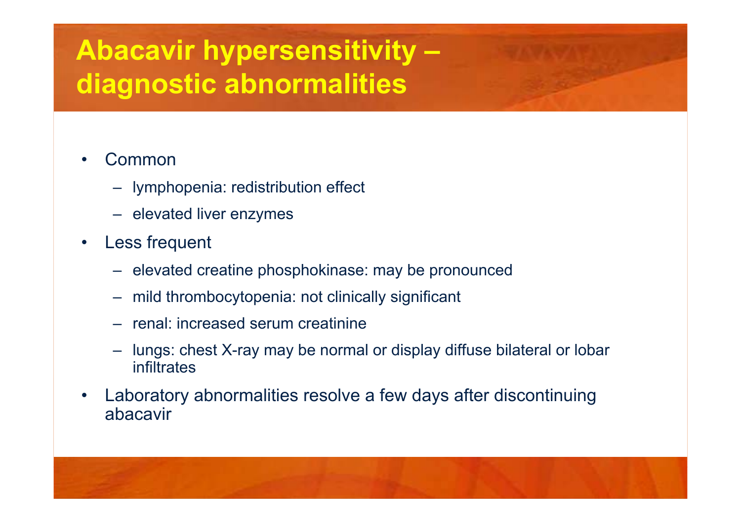# Abacavir hypersensitivity – diagnostic abnormalities

- Common
  - lymphopenia: redistribution effect
  - elevated liver enzymes
- Less frequent
  - elevated creatine phosphokinase: may be pronounced
  - mild thrombocytopenia: not clinically significant
  - renal: increased serum creatinine
  - lungs: chest X-ray may be normal or display diffuse bilateral or lobar infiltrates
- Laboratory abnormalities resolve a few days after discontinuing abacavir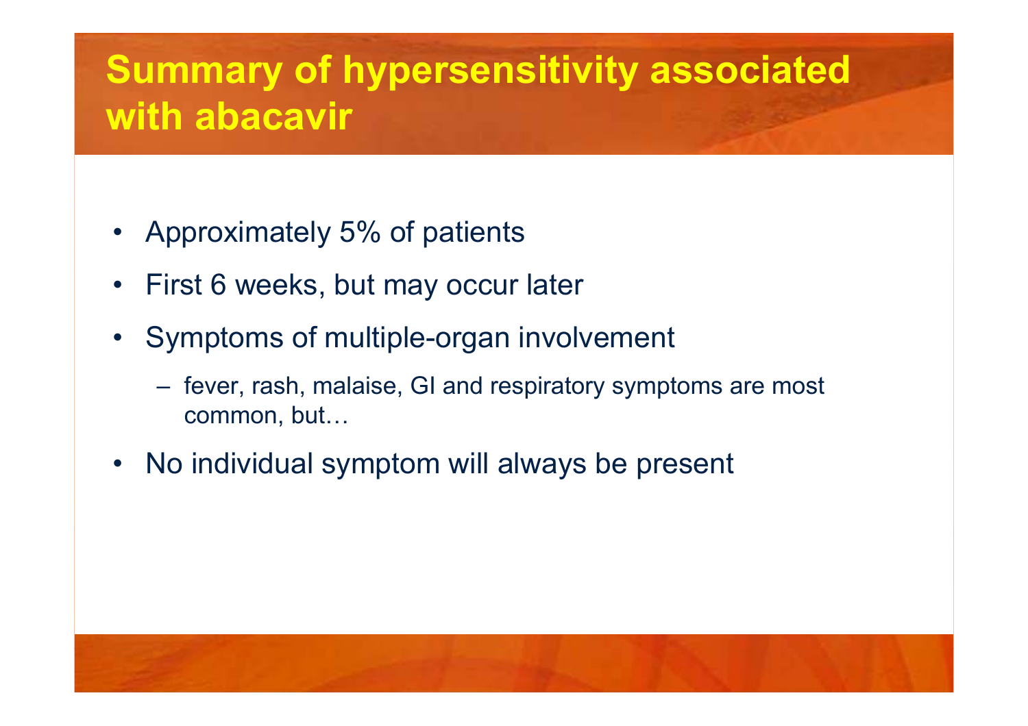# Summary of hypersensitivity associated with abacavir

- Approximately 5% of patients
- First 6 weeks, but may occur later
- Symptoms of multiple-organ involvement
  - fever, rash, malaise, GI and respiratory symptoms are most common, but…
- No individual symptom will always be present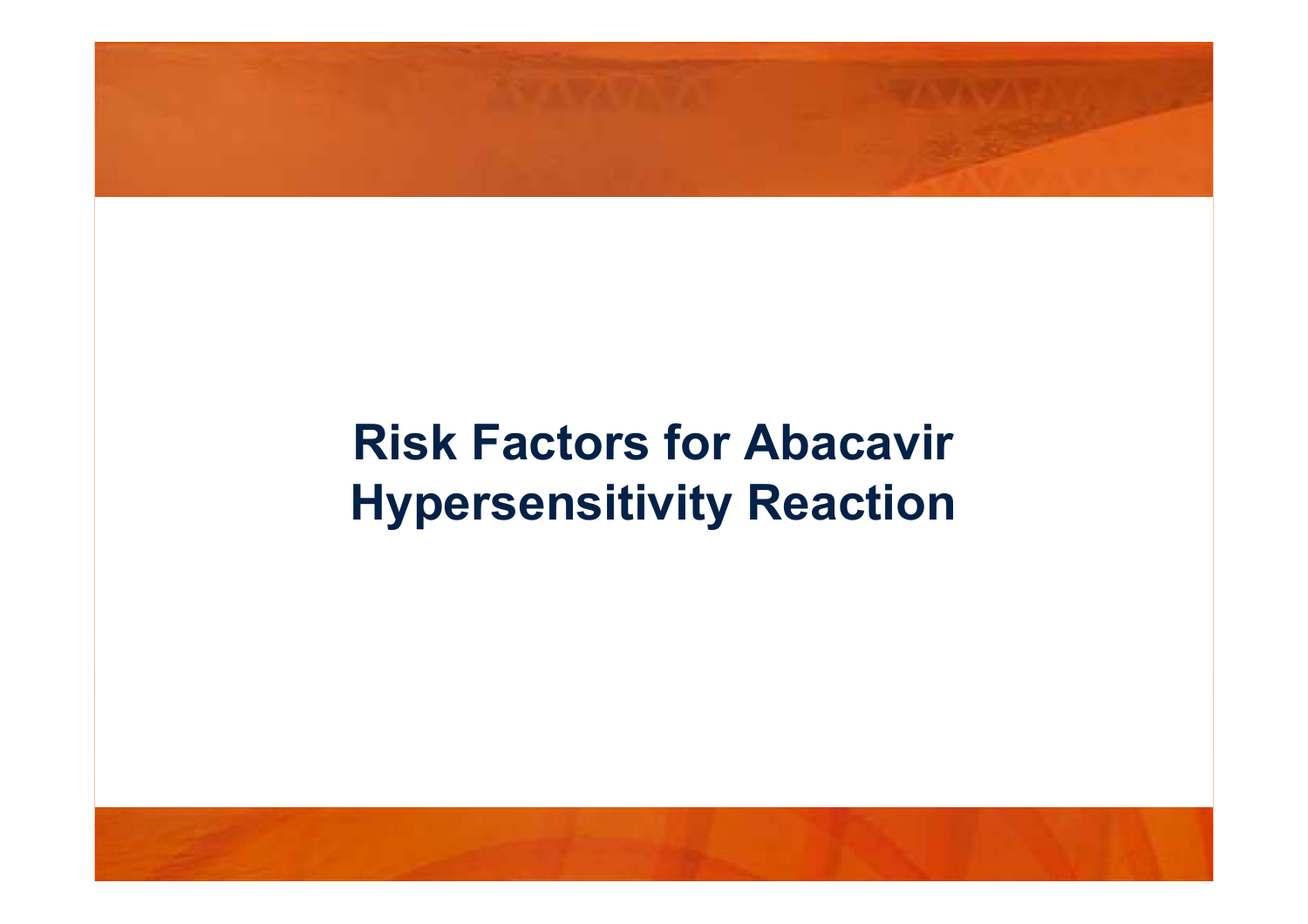# Risk Factors for Abacavir Hypersensitivity Reaction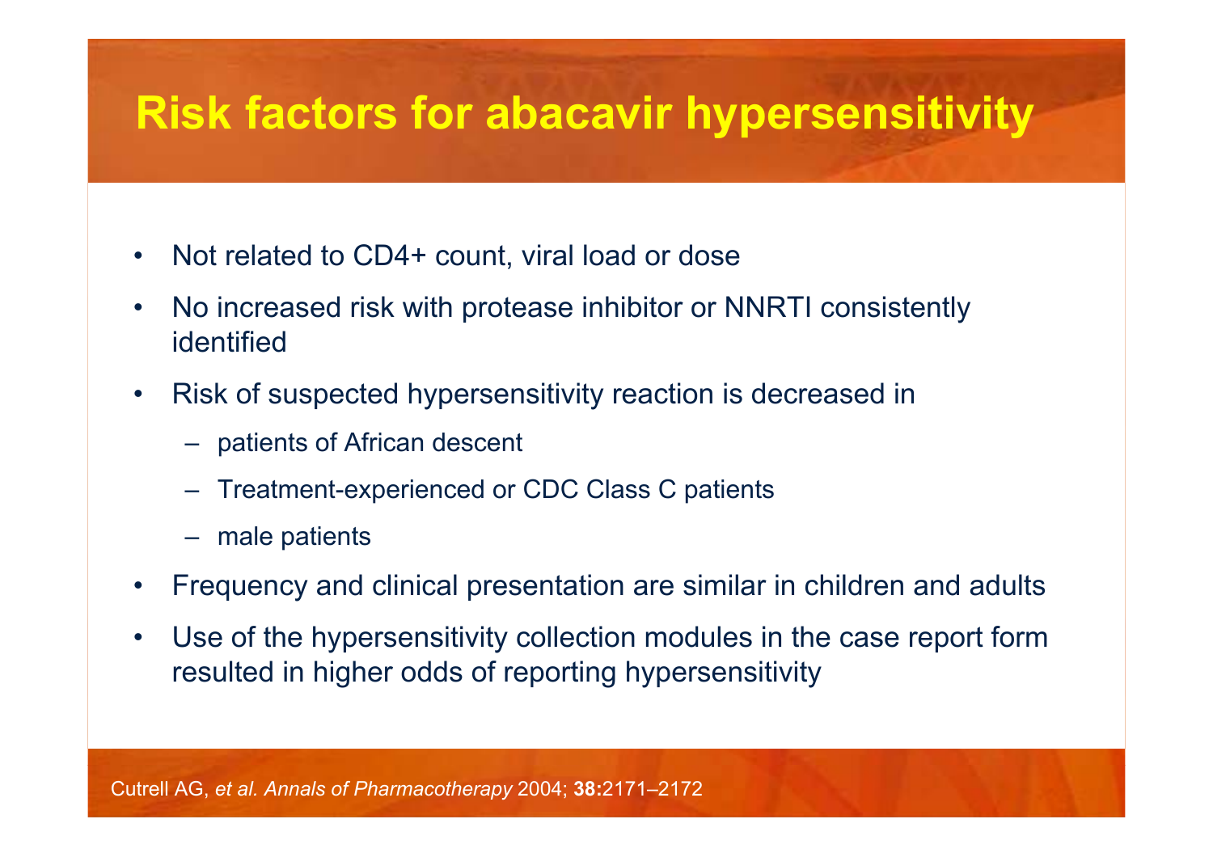# Risk factors for abacavir hypersensitivity

- Not related to CD4+ count, viral load or dose
- No increased risk with protease inhibitor or NNRTI consistently identified
- Risk of suspected hypersensitivity reaction is decreased in
  - patients of African descent
  - Treatment-experienced or CDC Class C patients
  - male patients
- Frequency and clinical presentation are similar in children and adults
- Use of the hypersensitivity collection modules in the case report form resulted in higher odds of reporting hypersensitivity

Cutrell AG, *et al. Annals of Pharmacotherapy* 2004; **38:**2171–2172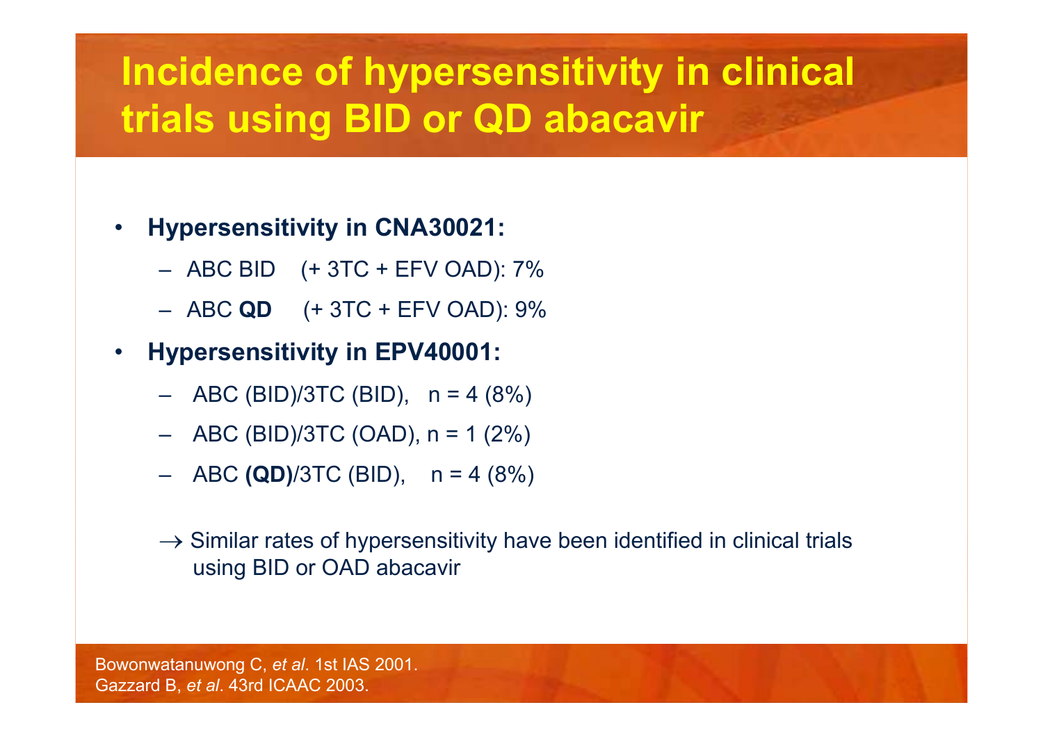# Incidence of hypersensitivity in clinical trials using BID or QD abacavir

- **Hypersensitivity in CNA30021:**
  - ABC BID (+ 3TC + EFV OAD): 7%
  - ABC **QD** (+ 3TC + EFV OAD): 9%
- **Hypersensitivity in EPV40001:**
  - ABC (BID)/3TC (BID), n = 4 (8%)
  - ABC (BID)/3TC (OAD), n = 1 (2%)
  - ABC **(QD)**/3TC (BID), n = 4 (8%)

→ Similar rates of hypersensitivity have been identified in clinical trials using BID or OAD abacavir

Bowonwatanuwong C, *et al*. 1st IAS 2001.
Gazzard B, *et al*. 43rd ICAAC 2003.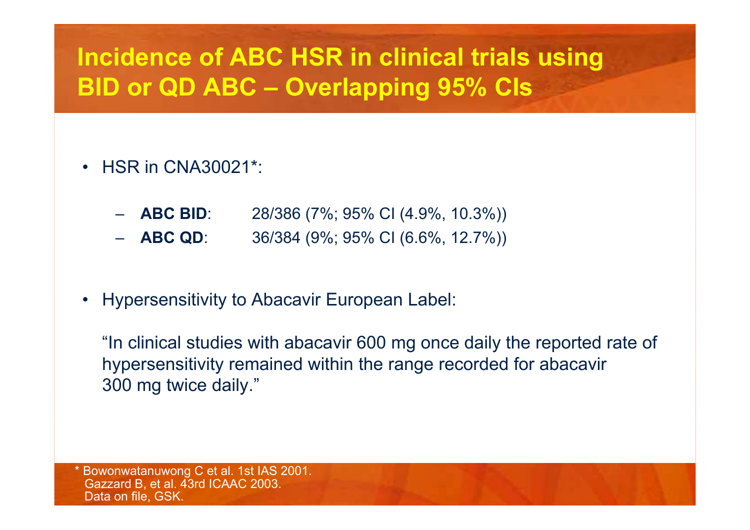# Incidence of ABC HSR in clinical trials using BID or QD ABC – Overlapping 95% CIs

- HSR in CNA30021*:
  - **ABC BID**: 28/386 (7%; 95% CI (4.9%, 10.3%))
  - **ABC QD**: 36/384 (9%; 95% CI (6.6%, 12.7%))

- Hypersensitivity to Abacavir European Label:

  "In clinical studies with abacavir 600 mg once daily the reported rate of hypersensitivity remained within the range recorded for abacavir 300 mg twice daily."

\* Bowonwatanuwong C et al. 1st IAS 2001.
Gazzard B, et al. 43rd ICAAC 2003.
Data on file, GSK.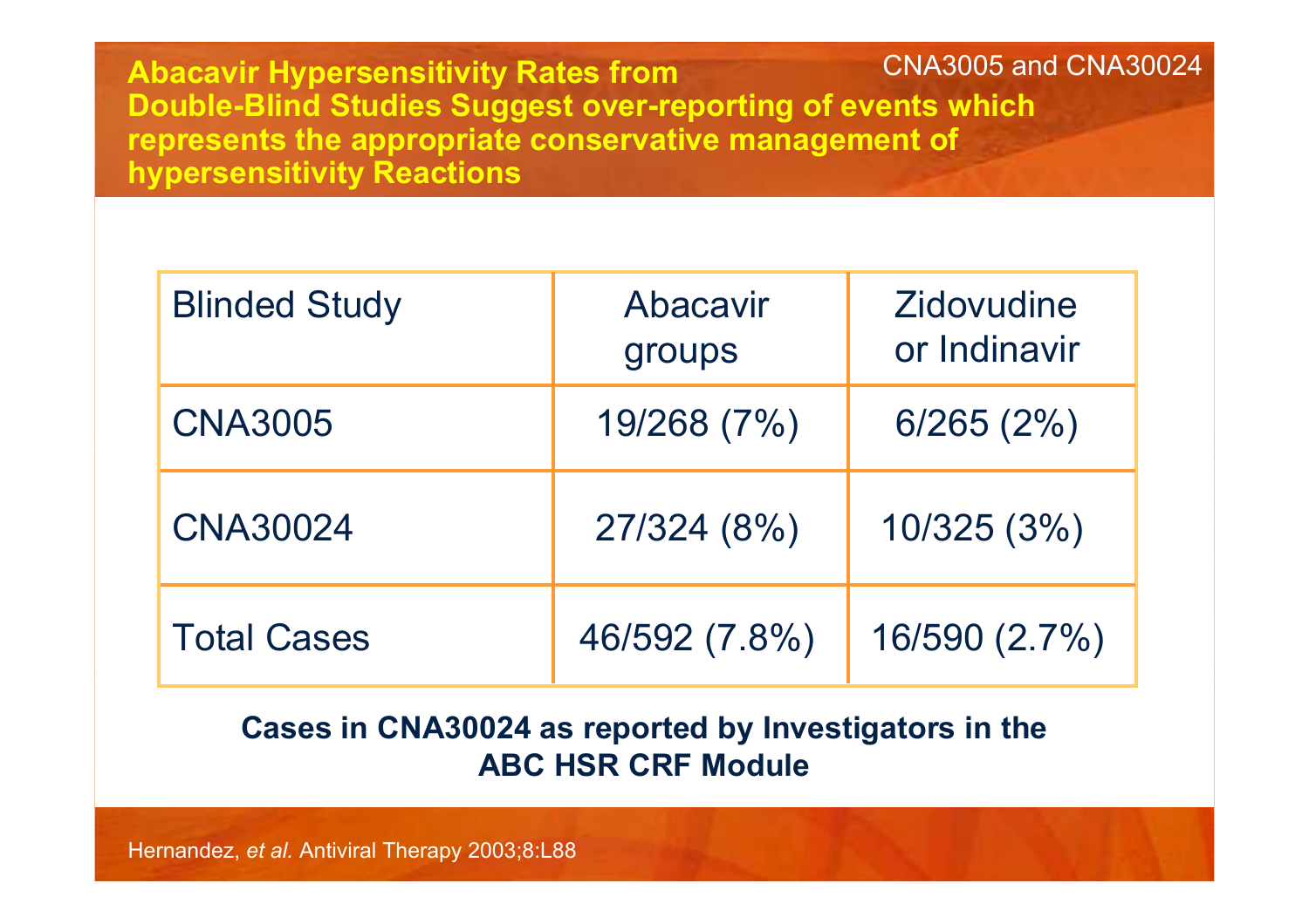CNA3005 and CNA30024

## Abacavir Hypersensitivity Rates from Double-Blind Studies Suggest over-reporting of events which represents the appropriate conservative management of hypersensitivity Reactions

| Blinded Study | Abacavir groups | Zidovudine or Indinavir |
|---|---|---|
| CNA3005 | 19/268 (7%) | 6/265 (2%) |
| CNA30024 | 27/324 (8%) | 10/325 (3%) |
| Total Cases | 46/592 (7.8%) | 16/590 (2.7%) |

**Cases in CNA30024 as reported by Investigators in the ABC HSR CRF Module**

Hernandez, *et al.* Antiviral Therapy 2003;8:L88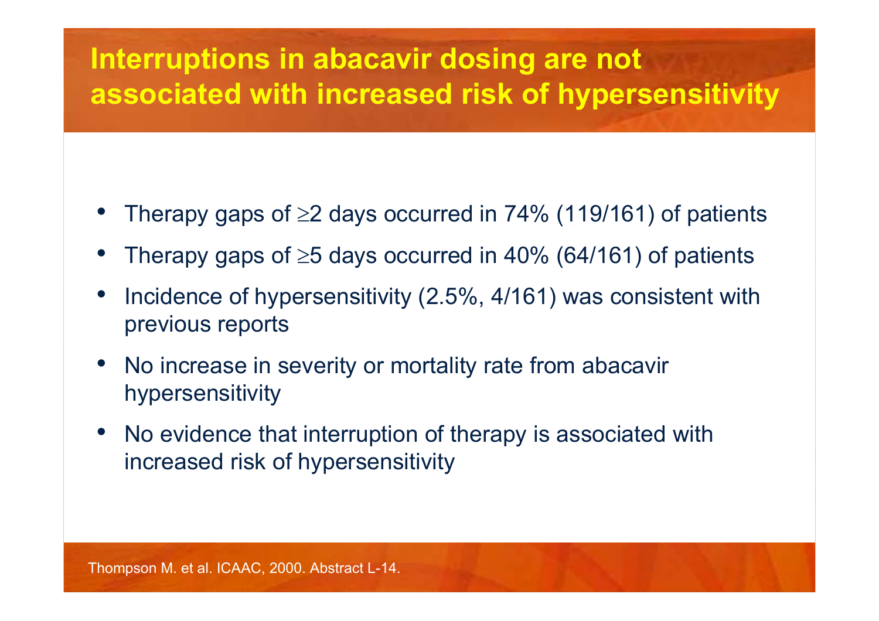# Interruptions in abacavir dosing are not associated with increased risk of hypersensitivity

- Therapy gaps of ≥2 days occurred in 74% (119/161) of patients
- Therapy gaps of ≥5 days occurred in 40% (64/161) of patients
- Incidence of hypersensitivity (2.5%, 4/161) was consistent with previous reports
- No increase in severity or mortality rate from abacavir hypersensitivity
- No evidence that interruption of therapy is associated with increased risk of hypersensitivity

Thompson M. et al. ICAAC, 2000. Abstract L-14.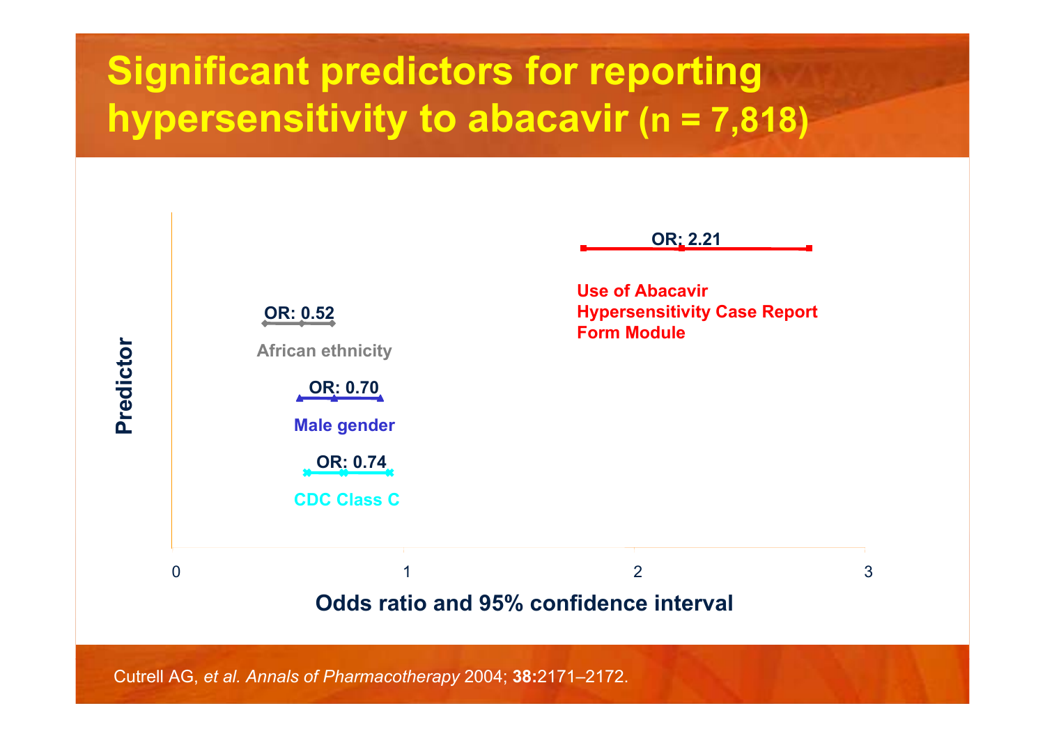# Significant predictors for reporting hypersensitivity to abacavir (n = 7,818)

Predictor

OR: 2.21

Use of Abacavir Hypersensitivity Case Report Form Module

OR: 0.52

African ethnicity

OR: 0.70

Male gender

OR: 0.74

CDC Class C

0 1 2 3

Odds ratio and 95% confidence interval

Cutrell AG, *et al. Annals of Pharmacotherapy* 2004; **38:**2171–2172.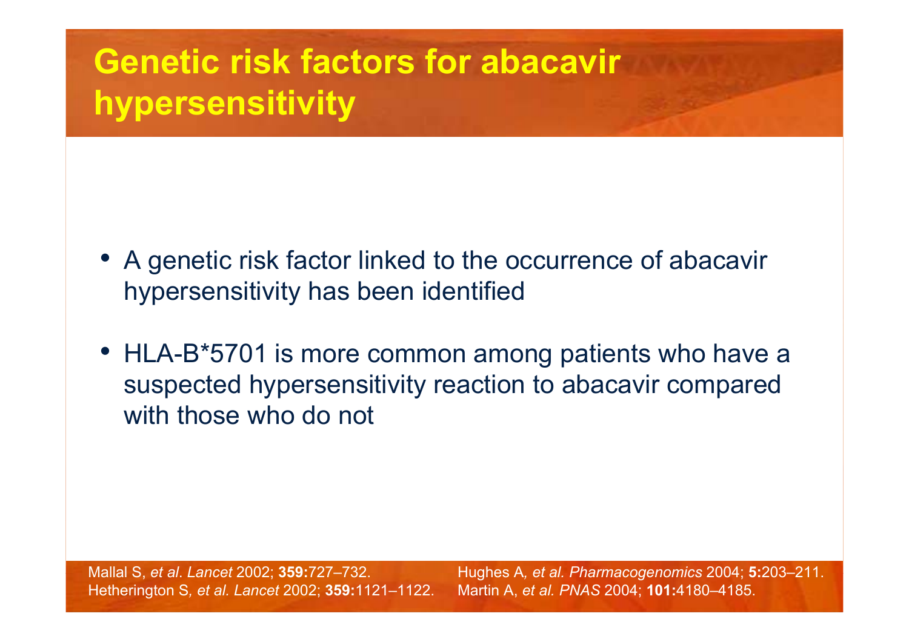# Genetic risk factors for abacavir hypersensitivity

- A genetic risk factor linked to the occurrence of abacavir hypersensitivity has been identified
- HLA-B*5701 is more common among patients who have a suspected hypersensitivity reaction to abacavir compared with those who do not

Mallal S, *et al. Lancet* 2002; **359:**727–732.
Hetherington S, *et al. Lancet* 2002; **359:**1121–1122.
Hughes A, *et al. Pharmacogenomics* 2004; **5:**203–211.
Martin A, *et al. PNAS* 2004; **101:**4180–4185.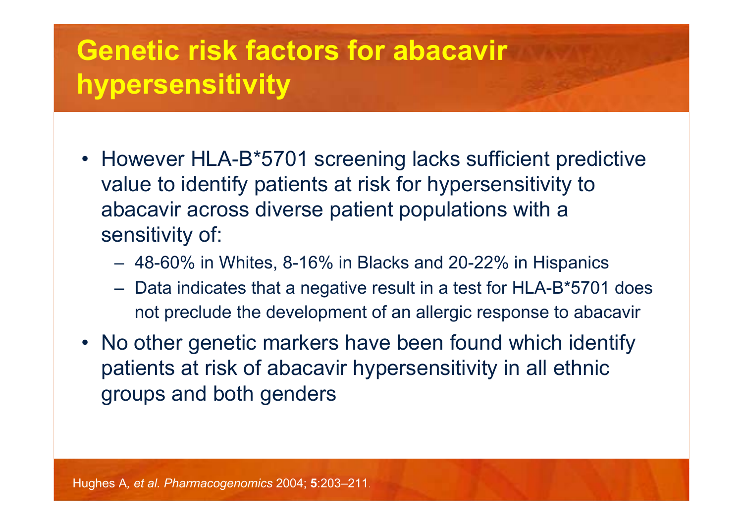# Genetic risk factors for abacavir hypersensitivity

- However HLA-B*5701 screening lacks sufficient predictive value to identify patients at risk for hypersensitivity to abacavir across diverse patient populations with a sensitivity of:
  - 48-60% in Whites, 8-16% in Blacks and 20-22% in Hispanics
  - Data indicates that a negative result in a test for HLA-B*5701 does not preclude the development of an allergic response to abacavir
- No other genetic markers have been found which identify patients at risk of abacavir hypersensitivity in all ethnic groups and both genders

Hughes A*, et al. Pharmacogenomics* 2004; **5**:203–211.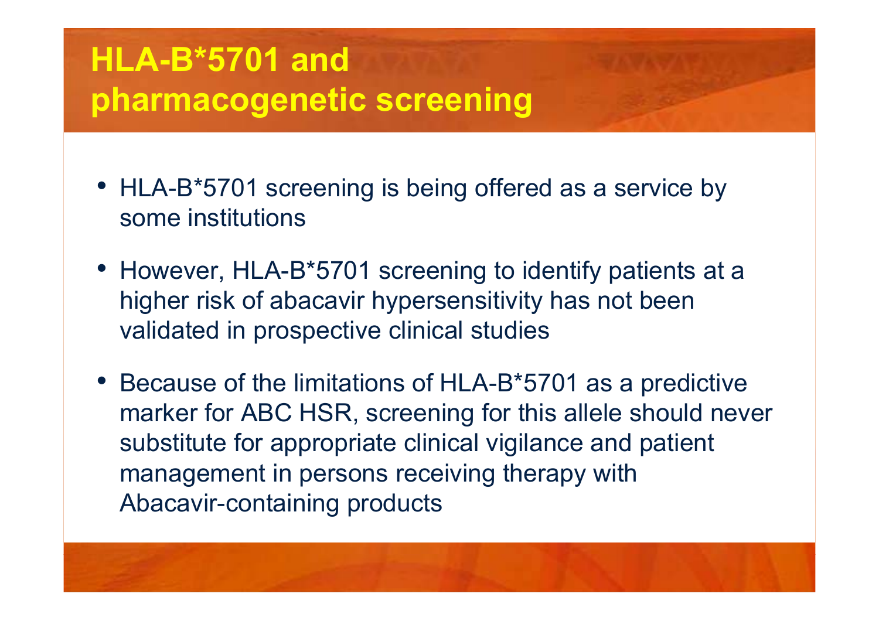# HLA-B*5701 and pharmacogenetic screening

- HLA-B*5701 screening is being offered as a service by some institutions
- However, HLA-B*5701 screening to identify patients at a higher risk of abacavir hypersensitivity has not been validated in prospective clinical studies
- Because of the limitations of HLA-B*5701 as a predictive marker for ABC HSR, screening for this allele should never substitute for appropriate clinical vigilance and patient management in persons receiving therapy with Abacavir-containing products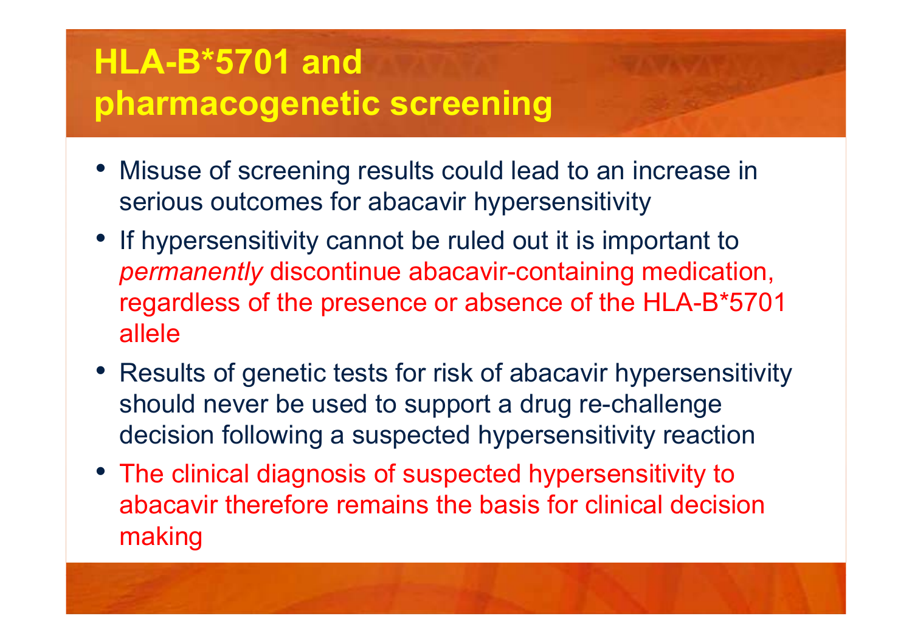# HLA-B*5701 and pharmacogenetic screening

- Misuse of screening results could lead to an increase in serious outcomes for abacavir hypersensitivity
- If hypersensitivity cannot be ruled out it is important to *permanently* discontinue abacavir-containing medication, regardless of the presence or absence of the HLA-B*5701 allele
- Results of genetic tests for risk of abacavir hypersensitivity should never be used to support a drug re-challenge decision following a suspected hypersensitivity reaction
- The clinical diagnosis of suspected hypersensitivity to abacavir therefore remains the basis for clinical decision making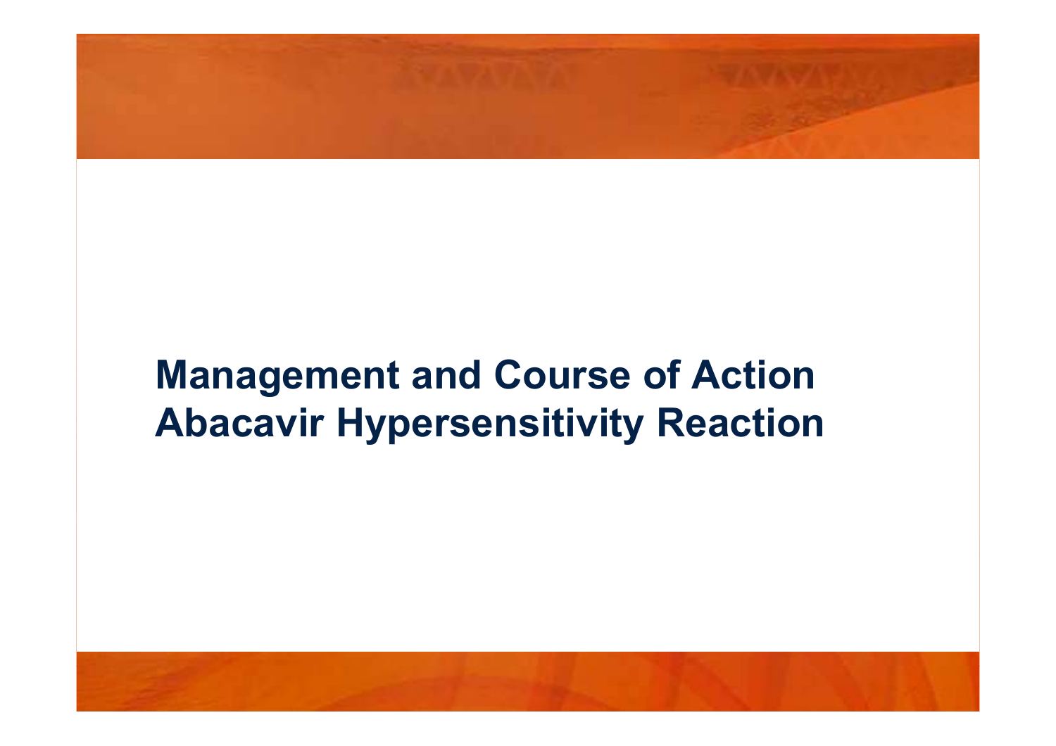# Management and Course of Action Abacavir Hypersensitivity Reaction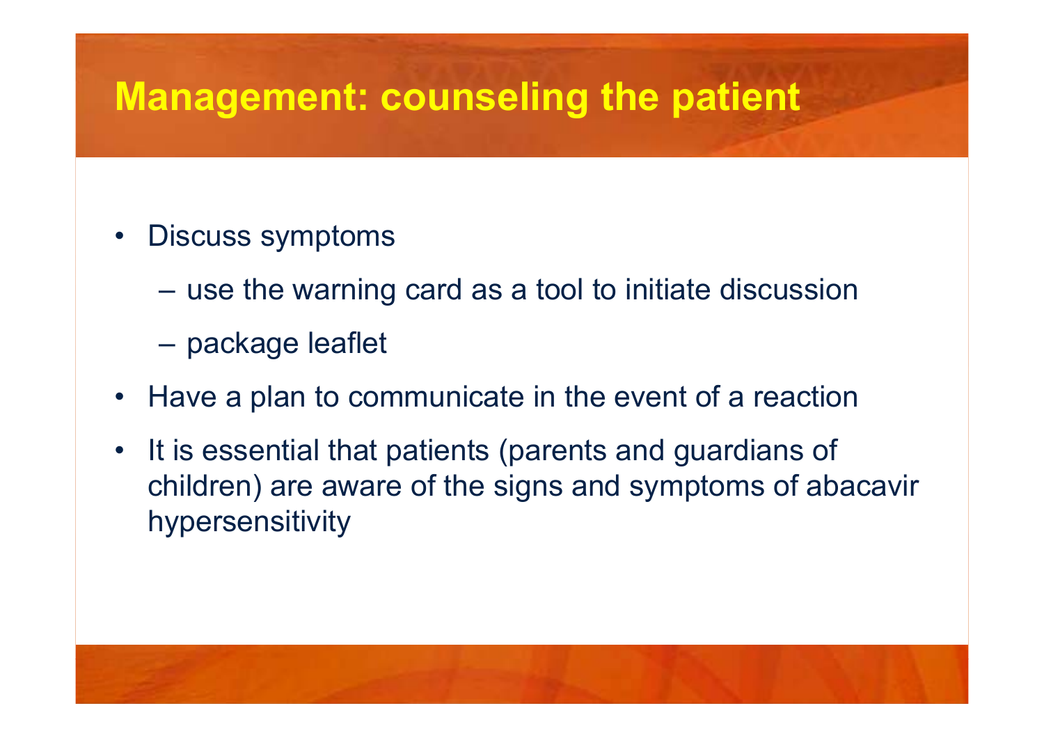# Management: counseling the patient

- Discuss symptoms
  - use the warning card as a tool to initiate discussion
  - package leaflet
- Have a plan to communicate in the event of a reaction
- It is essential that patients (parents and guardians of children) are aware of the signs and symptoms of abacavir hypersensitivity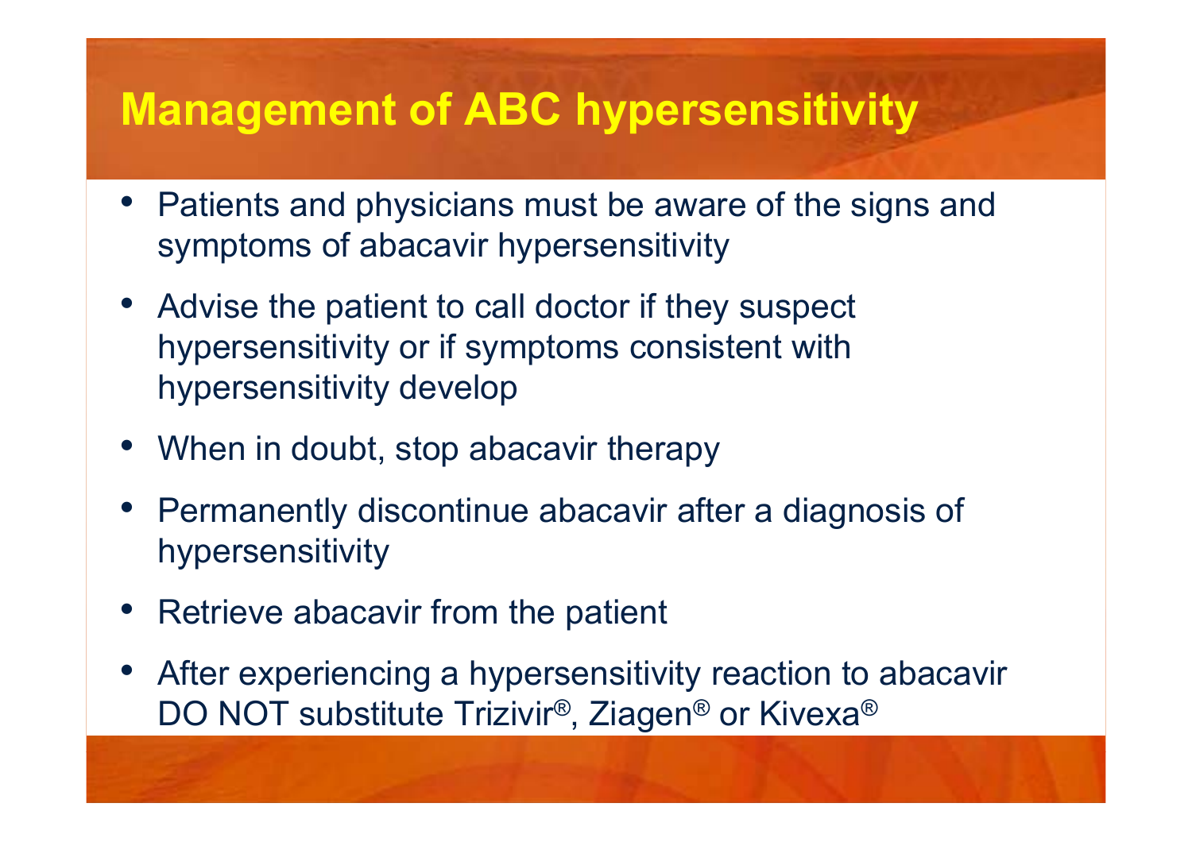# Management of ABC hypersensitivity

- Patients and physicians must be aware of the signs and symptoms of abacavir hypersensitivity
- Advise the patient to call doctor if they suspect hypersensitivity or if symptoms consistent with hypersensitivity develop
- When in doubt, stop abacavir therapy
- Permanently discontinue abacavir after a diagnosis of hypersensitivity
- Retrieve abacavir from the patient
- After experiencing a hypersensitivity reaction to abacavir DO NOT substitute Trizivir®, Ziagen® or Kivexa®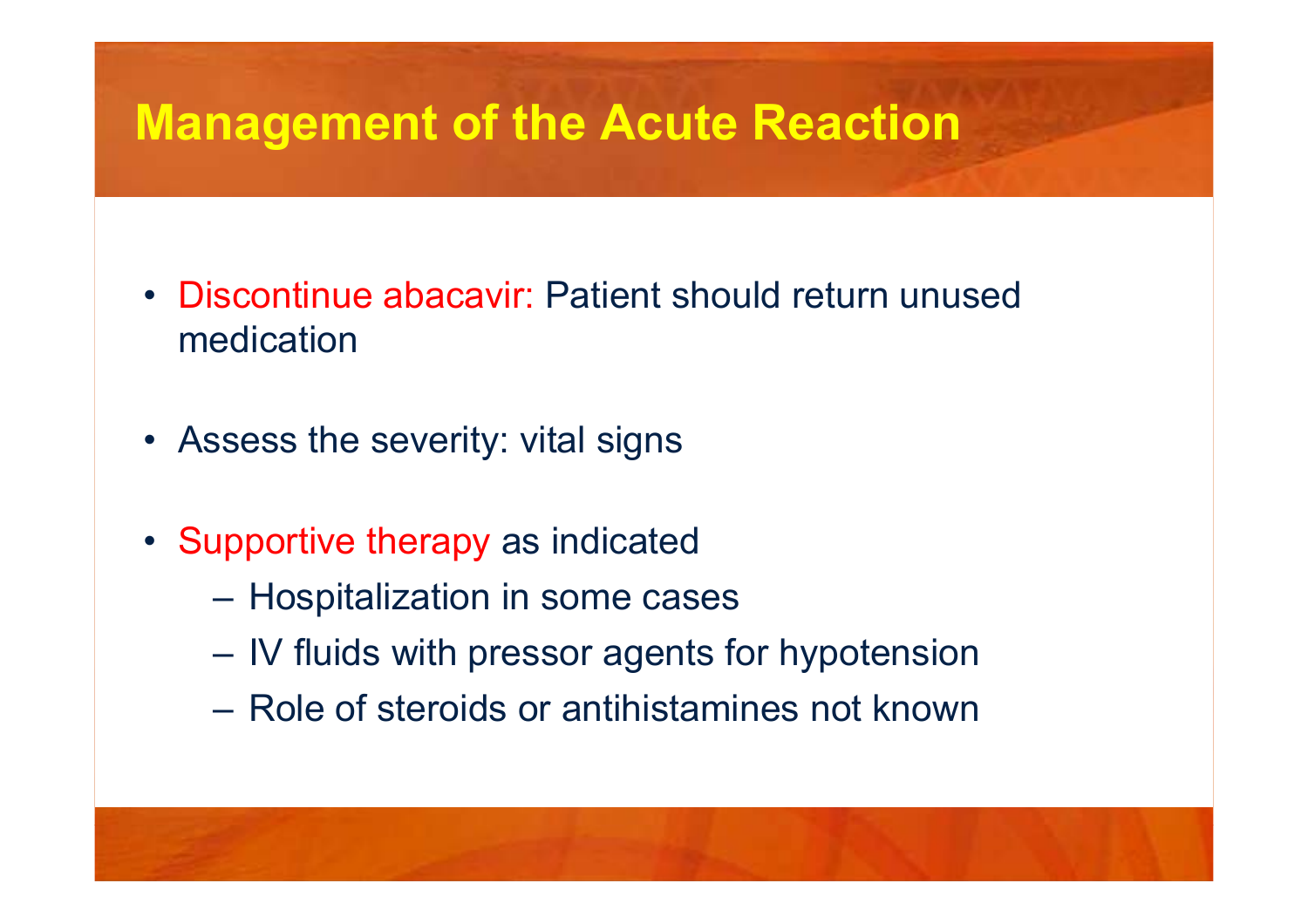# Management of the Acute Reaction

- Discontinue abacavir: Patient should return unused medication
- Assess the severity: vital signs
- Supportive therapy as indicated
  - Hospitalization in some cases
  - IV fluids with pressor agents for hypotension
  - Role of steroids or antihistamines not known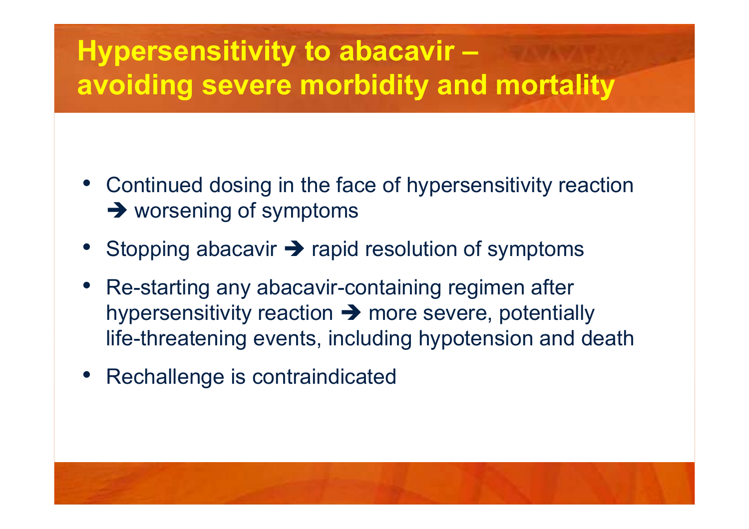# Hypersensitivity to abacavir – avoiding severe morbidity and mortality

- Continued dosing in the face of hypersensitivity reaction ➔ worsening of symptoms
- Stopping abacavir ➔ rapid resolution of symptoms
- Re-starting any abacavir-containing regimen after hypersensitivity reaction ➔ more severe, potentially life-threatening events, including hypotension and death
- Rechallenge is contraindicated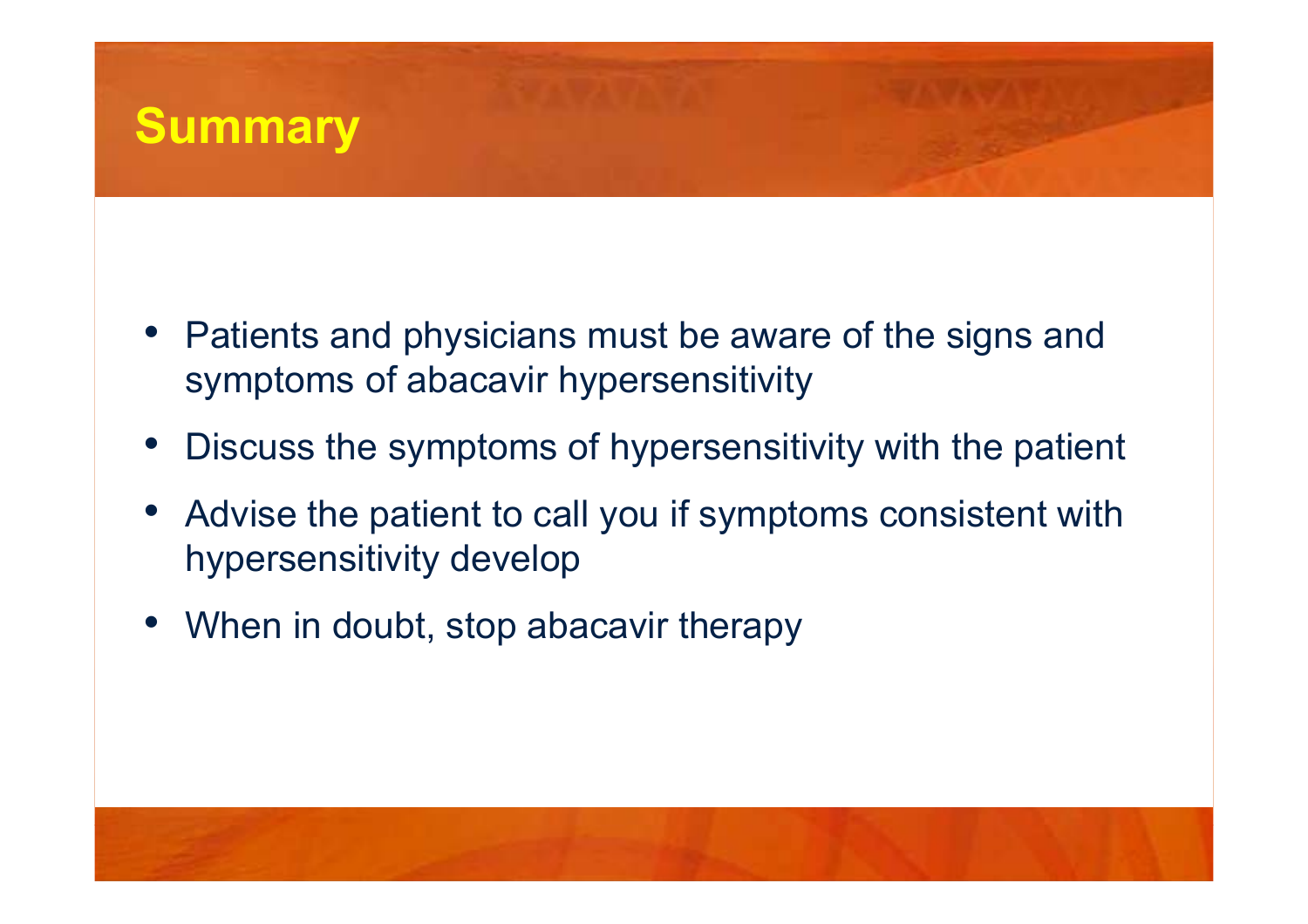# Summary

- Patients and physicians must be aware of the signs and symptoms of abacavir hypersensitivity
- Discuss the symptoms of hypersensitivity with the patient
- Advise the patient to call you if symptoms consistent with hypersensitivity develop
- When in doubt, stop abacavir therapy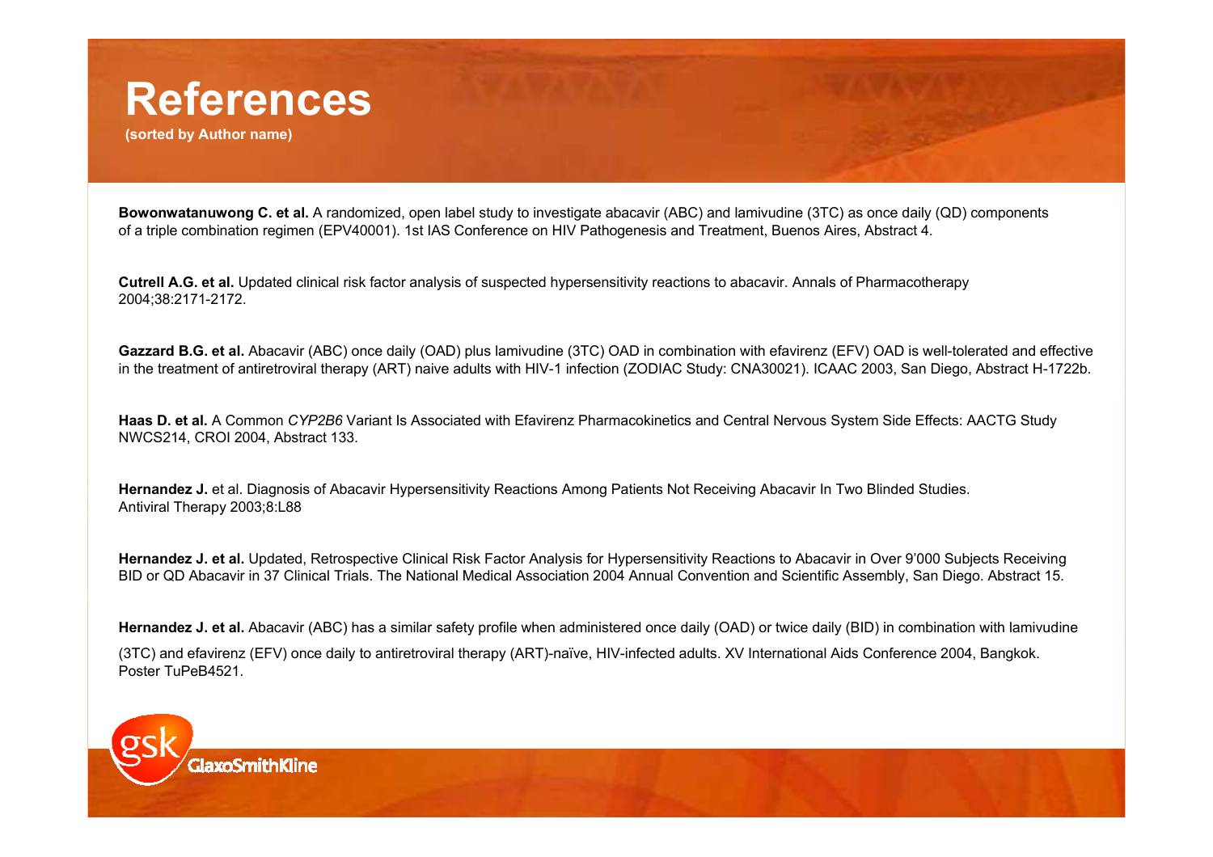# References

**(sorted by Author name)**

**Bowonwatanuwong C. et al.** A randomized, open label study to investigate abacavir (ABC) and lamivudine (3TC) as once daily (QD) components of a triple combination regimen (EPV40001). 1st IAS Conference on HIV Pathogenesis and Treatment, Buenos Aires, Abstract 4.

**Cutrell A.G. et al.** Updated clinical risk factor analysis of suspected hypersensitivity reactions to abacavir. Annals of Pharmacotherapy 2004;38:2171-2172.

**Gazzard B.G. et al.** Abacavir (ABC) once daily (OAD) plus lamivudine (3TC) OAD in combination with efavirenz (EFV) OAD is well-tolerated and effective in the treatment of antiretroviral therapy (ART) naive adults with HIV-1 infection (ZODIAC Study: CNA30021). ICAAC 2003, San Diego, Abstract H-1722b.

**Haas D. et al.** A Common *CYP2B6* Variant Is Associated with Efavirenz Pharmacokinetics and Central Nervous System Side Effects: AACTG Study NWCS214, CROI 2004, Abstract 133.

**Hernandez J.** et al. Diagnosis of Abacavir Hypersensitivity Reactions Among Patients Not Receiving Abacavir In Two Blinded Studies. Antiviral Therapy 2003;8:L88

**Hernandez J. et al.** Updated, Retrospective Clinical Risk Factor Analysis for Hypersensitivity Reactions to Abacavir in Over 9'000 Subjects Receiving BID or QD Abacavir in 37 Clinical Trials. The National Medical Association 2004 Annual Convention and Scientific Assembly, San Diego. Abstract 15.

**Hernandez J. et al.** Abacavir (ABC) has a similar safety profile when administered once daily (OAD) or twice daily (BID) in combination with lamivudine (3TC) and efavirenz (EFV) once daily to antiretroviral therapy (ART)-naïve, HIV-infected adults. XV International Aids Conference 2004, Bangkok. Poster TuPeB4521.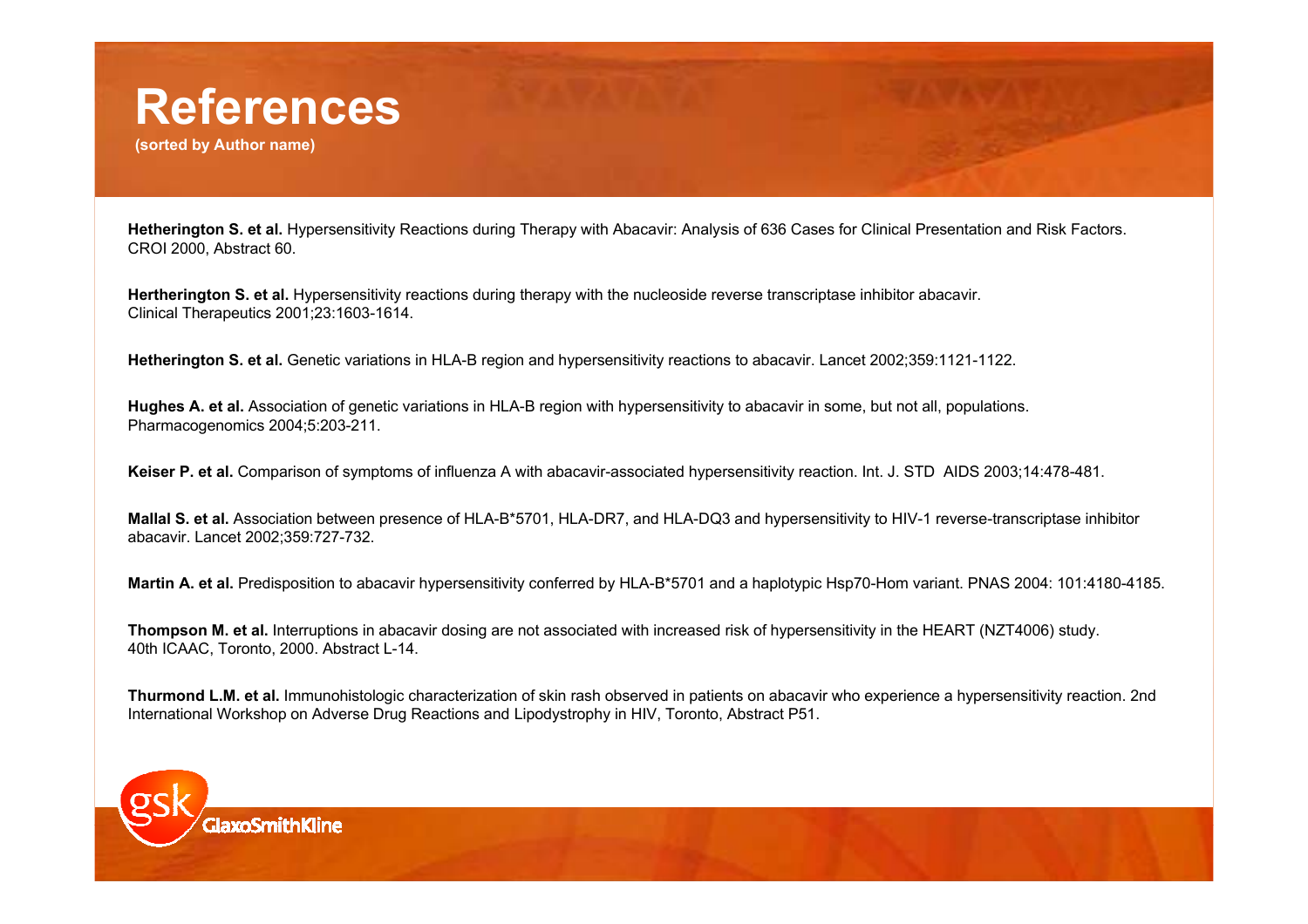# References

**(sorted by Author name)**

**Hetherington S. et al.** Hypersensitivity Reactions during Therapy with Abacavir: Analysis of 636 Cases for Clinical Presentation and Risk Factors. CROI 2000, Abstract 60.

**Hertherington S. et al.** Hypersensitivity reactions during therapy with the nucleoside reverse transcriptase inhibitor abacavir. Clinical Therapeutics 2001;23:1603-1614.

**Hetherington S. et al.** Genetic variations in HLA-B region and hypersensitivity reactions to abacavir. Lancet 2002;359:1121-1122.

**Hughes A. et al.** Association of genetic variations in HLA-B region with hypersensitivity to abacavir in some, but not all, populations. Pharmacogenomics 2004;5:203-211.

**Keiser P. et al.** Comparison of symptoms of influenza A with abacavir-associated hypersensitivity reaction. Int. J. STD AIDS 2003;14:478-481.

**Mallal S. et al.** Association between presence of HLA-B*5701, HLA-DR7, and HLA-DQ3 and hypersensitivity to HIV-1 reverse-transcriptase inhibitor abacavir. Lancet 2002;359:727-732.

**Martin A. et al.** Predisposition to abacavir hypersensitivity conferred by HLA-B*5701 and a haplotypic Hsp70-Hom variant. PNAS 2004: 101:4180-4185.

**Thompson M. et al.** Interruptions in abacavir dosing are not associated with increased risk of hypersensitivity in the HEART (NZT4006) study. 40th ICAAC, Toronto, 2000. Abstract L-14.

**Thurmond L.M. et al.** Immunohistologic characterization of skin rash observed in patients on abacavir who experience a hypersensitivity reaction. 2nd International Workshop on Adverse Drug Reactions and Lipodystrophy in HIV, Toronto, Abstract P51.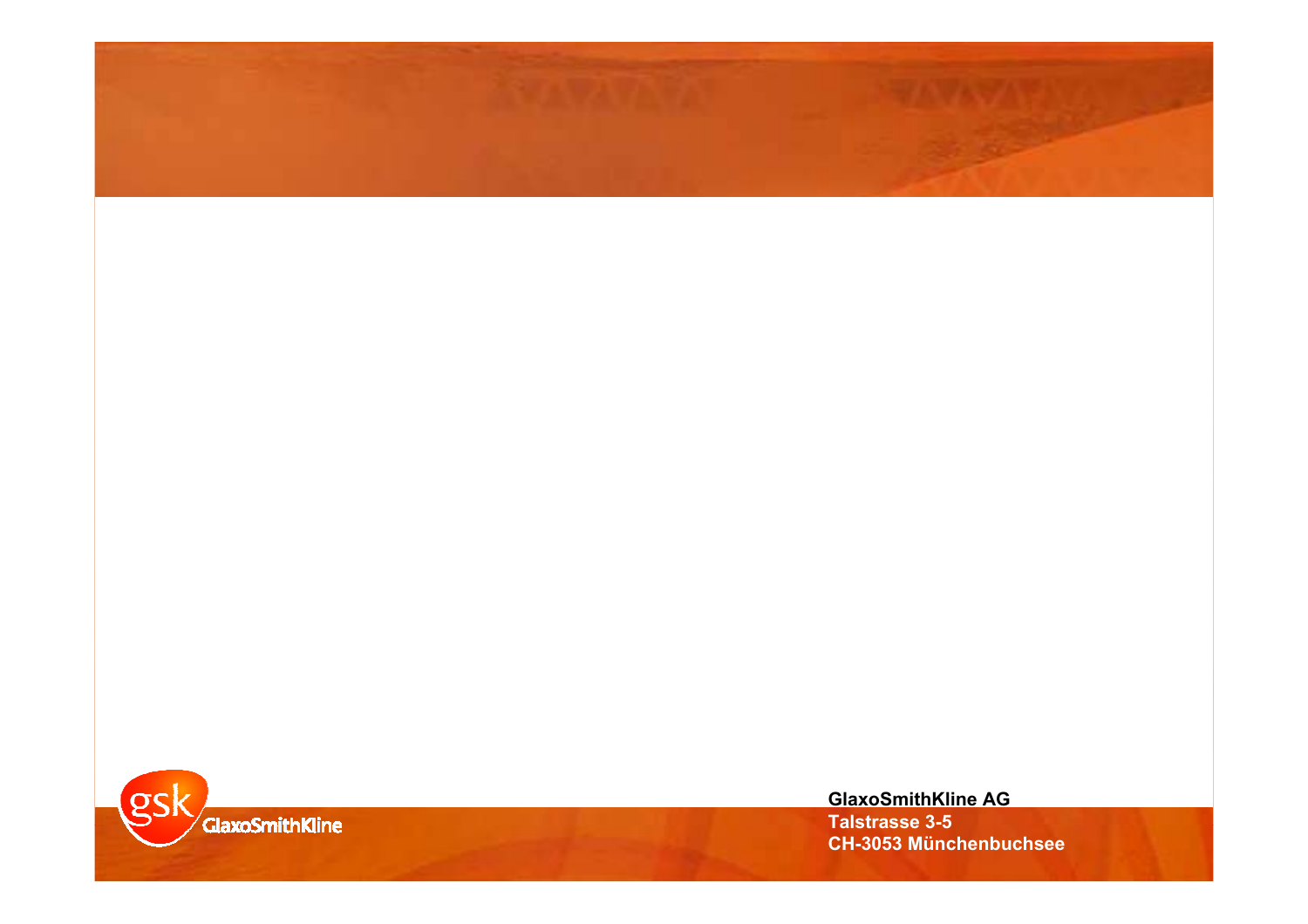**GlaxoSmithKline AG**
**Talstrasse 3-5**
**CH-3053 Münchenbuchsee**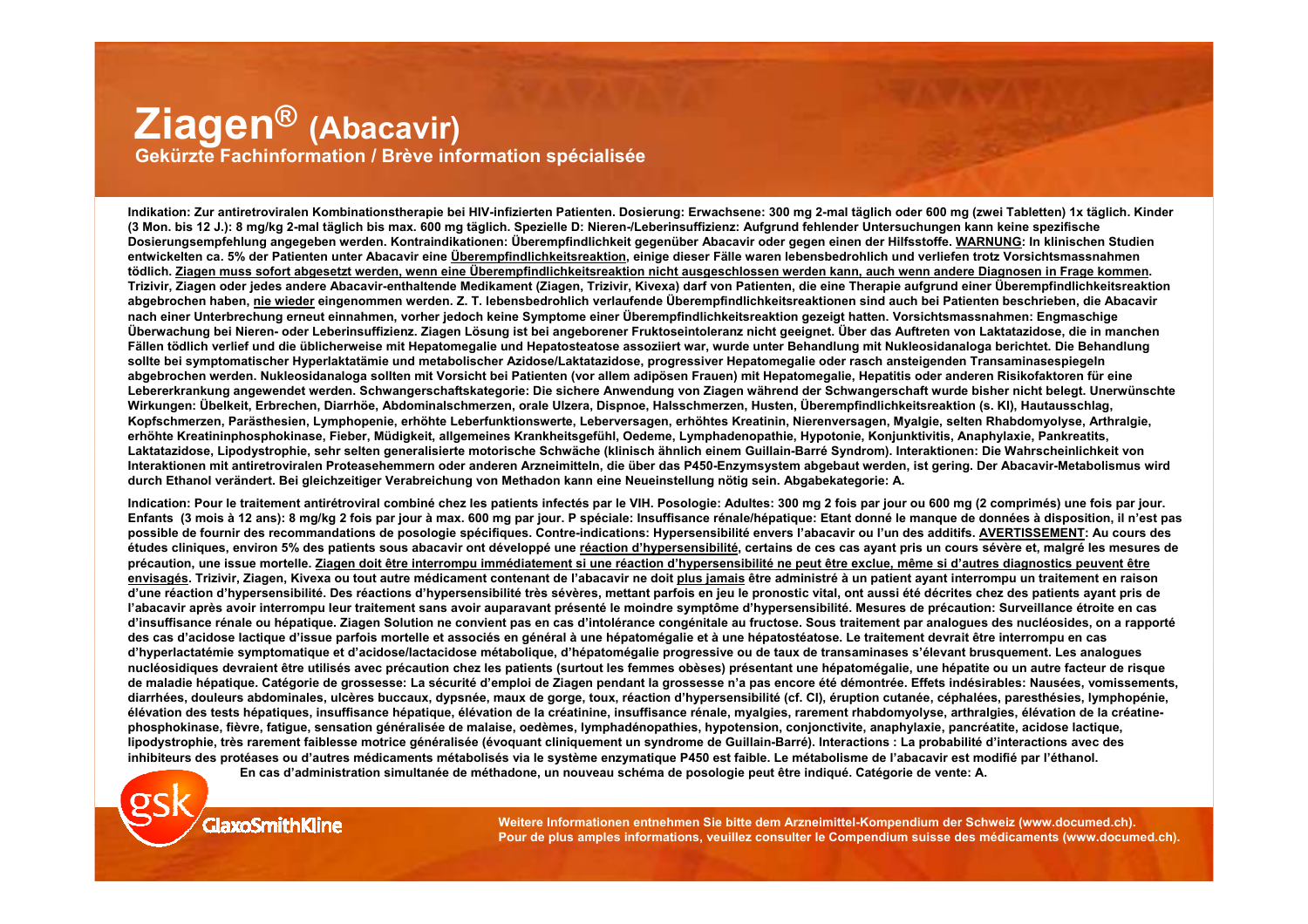# Ziagen® (Abacavir)

## Gekürzte Fachinformation / Brève information spécialisée

**Indikation: Zur antiretroviralen Kombinationstherapie bei HIV-infizierten Patienten. Dosierung: Erwachsene: 300 mg 2-mal täglich oder 600 mg (zwei Tabletten) 1x täglich. Kinder (3 Mon. bis 12 J.): 8 mg/kg 2-mal täglich bis max. 600 mg täglich. Spezielle D: Nieren-/Leberinsuffizienz: Aufgrund fehlender Untersuchungen kann keine spezifische Dosierungsempfehlung angegeben werden. Kontraindikationen: Überempfindlichkeit gegenüber Abacavir oder gegen einen der Hilfsstoffe. WARNUNG: In klinischen Studien entwickelten ca. 5% der Patienten unter Abacavir eine Überempfindlichkeitsreaktion, einige dieser Fälle waren lebensbedrohlich und verliefen trotz Vorsichtsmassnahmen tödlich. Ziagen muss sofort abgesetzt werden, wenn eine Überempfindlichkeitsreaktion nicht ausgeschlossen werden kann, auch wenn andere Diagnosen in Frage kommen. Trizivir, Ziagen oder jedes andere Abacavir-enthaltende Medikament (Ziagen, Trizivir, Kivexa) darf von Patienten, die eine Therapie aufgrund einer Überempfindlichkeitsreaktion abgebrochen haben, nie wieder eingenommen werden. Z. T. lebensbedrohlich verlaufende Überempfindlichkeitsreaktionen sind auch bei Patienten beschrieben, die Abacavir nach einer Unterbrechung erneut einnahmen, vorher jedoch keine Symptome einer Überempfindlichkeitsreaktion gezeigt hatten. Vorsichtsmassnahmen: Engmaschige Überwachung bei Nieren- oder Leberinsuffizienz. Ziagen Lösung ist bei angeborener Fruktoseintoleranz nicht geeignet. Über das Auftreten von Laktatazidose, die in manchen Fällen tödlich verlief und die üblicherweise mit Hepatomegalie und Hepatosteatose assoziiert war, wurde unter Behandlung mit Nukleosidanaloga berichtet. Die Behandlung sollte bei symptomatischer Hyperlaktatämie und metabolischer Azidose/Laktatazidose, progressiver Hepatomegalie oder rasch ansteigenden Transaminasespiegeln abgebrochen werden. Nukleosidanaloga sollten mit Vorsicht bei Patienten (vor allem adipösen Frauen) mit Hepatomegalie, Hepatitis oder anderen Risikofaktoren für eine Lebererkrankung angewendet werden. Schwangerschaftskategorie: Die sichere Anwendung von Ziagen während der Schwangerschaft wurde bisher nicht belegt. Unerwünschte Wirkungen: Übelkeit, Erbrechen, Diarrhöe, Abdominalschmerzen, orale Ulzera, Dispnoe, Halsschmerzen, Husten, Überempfindlichkeitsreaktion (s. KI), Hautausschlag, Kopfschmerzen, Parästhesien, Lymphopenie, erhöhte Leberfunktionswerte, Leberversagen, erhöhtes Kreatinin, Nierenversagen, Myalgie, selten Rhabdomyolyse, Arthralgie, erhöhte Kreatininphosphokinase, Fieber, Müdigkeit, allgemeines Krankheitsgefühl, Oedeme, Lymphadenopathie, Hypotonie, Konjunktivitis, Anaphylaxie, Pankreatitis, Laktatazidose, Lipodystrophie, sehr selten generalisierte motorische Schwäche (klinisch ähnlich einem Guillain-Barré Syndrom). Interaktionen: Die Wahrscheinlichkeit von Interaktionen mit antiretroviralen Proteasehemmern oder anderen Arzneimitteln, die über das P450-Enzymsystem abgebaut werden, ist gering. Der Abacavir-Metabolismus wird durch Ethanol verändert. Bei gleichzeitiger Verabreichung von Methadon kann eine Neueinstellung nötig sein. Abgabekategorie: A.**

**Indication: Pour le traitement antirétroviral combiné chez les patients infectés par le VIH. Posologie: Adultes: 300 mg 2 fois par jour ou 600 mg (2 comprimés) une fois par jour. Enfants (3 mois à 12 ans): 8 mg/kg 2 fois par jour à max. 600 mg par jour. P spéciale: Insuffisance rénale/hépatique: Etant donné le manque de données à disposition, il n'est pas possible de fournir des recommandations de posologie spécifiques. Contre-indications: Hypersensibilité envers l'abacavir ou l'un des additifs. AVERTISSEMENT: Au cours des études cliniques, environ 5% des patients sous abacavir ont développé une réaction d'hypersensibilité, certains de ces cas ayant pris un cours sévère et, malgré les mesures de précaution, une issue mortelle. Ziagen doit être interrompu immédiatement si une réaction d'hypersensibilité ne peut être exclue, même si d'autres diagnostics peuvent être envisagés. Trizivir, Ziagen, Kivexa ou tout autre médicament contenant de l'abacavir ne doit plus jamais être administré à un patient ayant interrompu un traitement en raison d'une réaction d'hypersensibilité. Des réactions d'hypersensibilité très sévères, mettant parfois en jeu le pronostic vital, ont aussi été décrites chez des patients ayant pris de l'abacavir après avoir interrompu leur traitement sans avoir auparavant présenté le moindre symptôme d'hypersensibilité. Mesures de précaution: Surveillance étroite en cas d'insuffisance rénale ou hépatique. Ziagen Solution ne convient pas en cas d'intolérance congénitale au fructose. Sous traitement par analogues des nucléosides, on a rapporté des cas d'acidose lactique d'issue parfois mortelle et associés en général à une hépatomégalie et à une hépatostéatose. Le traitement devrait être interrompu en cas d'hyperlactatémie symptomatique et d'acidose/lactacidose métabolique, d'hépatomégalie progressive ou de taux de transaminases s'élevant brusquement. Les analogues nucléosidiques devraient être utilisés avec précaution chez les patients (surtout les femmes obèses) présentant une hépatomégalie, une hépatite ou un autre facteur de risque de maladie hépatique. Catégorie de grossesse: La sécurité d'emploi de Ziagen pendant la grossesse n'a pas encore été démontrée. Effets indésirables: Nausées, vomissements, diarrhées, douleurs abdominales, ulcères buccaux, dypsnée, maux de gorge, toux, réaction d'hypersensibilité (cf. CI), éruption cutanée, céphalées, paresthésies, lymphopénie, élévation des tests hépatiques, insuffisance hépatique, élévation de la créatinine, insuffisance rénale, myalgies, rarement rhabdomyolyse, arthralgies, élévation de la créatine-phosphokinase, fièvre, fatigue, sensation généralisée de malaise, oedèmes, lymphadénopathies, hypotension, conjonctivite, anaphylaxie, pancréatite, acidose lactique, lipodystrophie, très rarement faiblesse motrice généralisée (évoquant cliniquement un syndrome de Guillain-Barré). Interactions : La probabilité d'interactions avec des inhibiteurs des protéases ou d'autres médicaments métabolisés via le système enzymatique P450 est faible. Le métabolisme de l'abacavir est modifié par l'éthanol. En cas d'administration simultanée de méthadone, un nouveau schéma de posologie peut être indiqué. Catégorie de vente: A.**

gsk GlaxoSmithKline

Weitere Informationen entnehmen Sie bitte dem Arzneimittel-Kompendium der Schweiz (www.documed.ch).
Pour de plus amples informations, veuillez consulter le Compendium suisse des médicaments (www.documed.ch).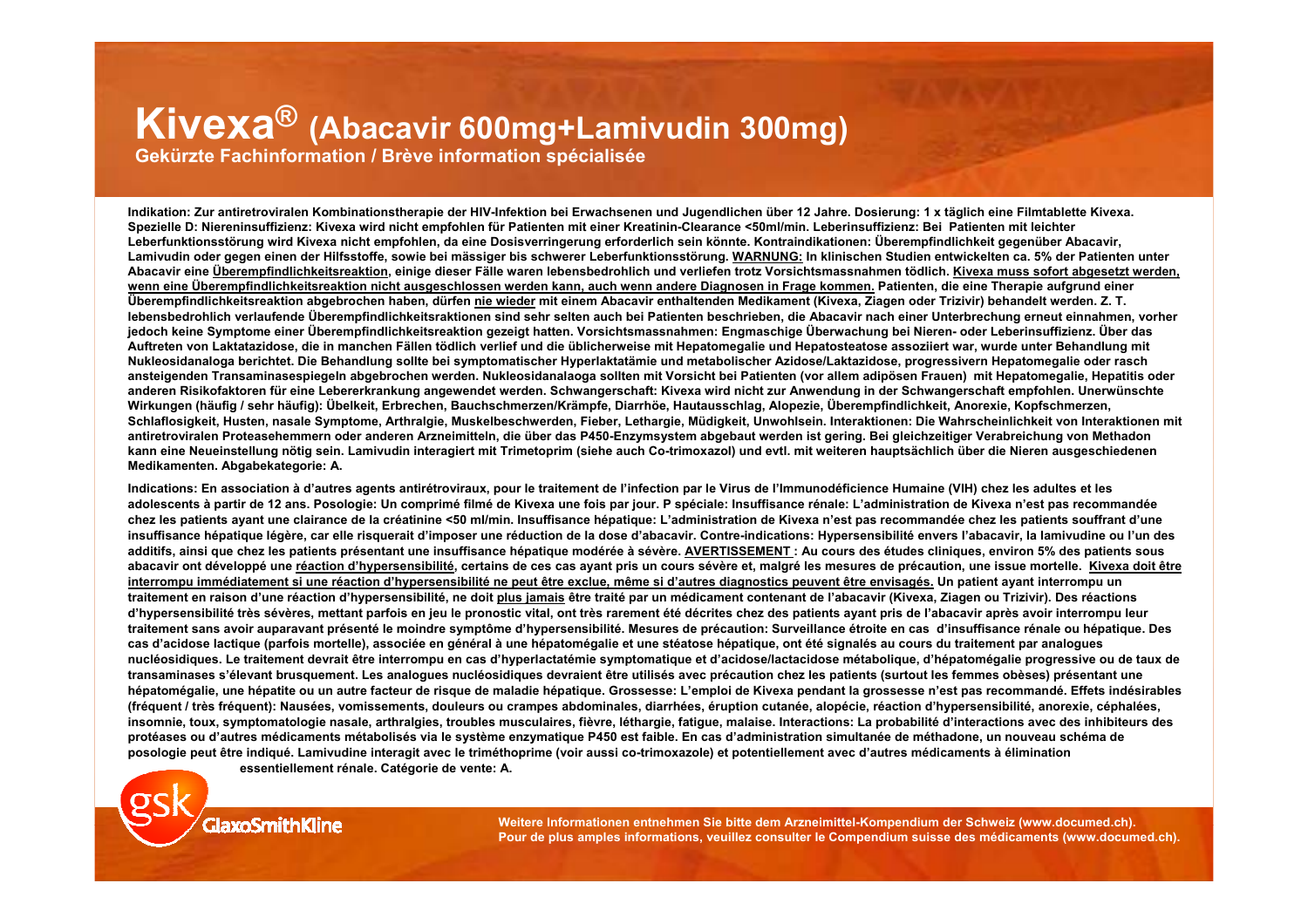# Kivexa® (Abacavir 600mg+Lamivudin 300mg)

**Gekürzte Fachinformation / Brève information spécialisée**

**Indikation: Zur antiretroviralen Kombinationstherapie der HIV-Infektion bei Erwachsenen und Jugendlichen über 12 Jahre. Dosierung: 1 x täglich eine Filmtablette Kivexa. Spezielle D: Niereninsuffizienz: Kivexa wird nicht empfohlen für Patienten mit einer Kreatinin-Clearance <50ml/min. Leberinsuffizienz: Bei Patienten mit leichter Leberfunktionsstörung wird Kivexa nicht empfohlen, da eine Dosisverringerung erforderlich sein könnte. Kontraindikationen: Überempfindlichkeit gegenüber Abacavir, Lamivudin oder gegen einen der Hilfsstoffe, sowie bei mässiger bis schwerer Leberfunktionsstörung. <u>WARNUNG:</u> In klinischen Studien entwickelten ca. 5% der Patienten unter Abacavir eine <u>Überempfindlichkeitsreaktion</u>, einige dieser Fälle waren lebensbedrohlich und verliefen trotz Vorsichtsmassnahmen tödlich. <u>Kivexa muss sofort abgesetzt werden, wenn eine Überempfindlichkeitsreaktion nicht ausgeschlossen werden kann, auch wenn andere Diagnosen in Frage kommen.</u> Patienten, die eine Therapie aufgrund einer Überempfindlichkeitsreaktion abgebrochen haben, dürfen <u>nie wieder</u> mit einem Abacavir enthaltenden Medikament (Kivexa, Ziagen oder Trizivir) behandelt werden. Z. T. lebensbedrohlich verlaufende Überempfindlichkeitsraktionen sind sehr selten auch bei Patienten beschrieben, die Abacavir nach einer Unterbrechung erneut einnahmen, vorher jedoch keine Symptome einer Überempfindlichkeitsreaktion gezeigt hatten. Vorsichtsmassnahmen: Engmaschige Überwachung bei Nieren- oder Leberinsuffizienz. Über das Auftreten von Laktatazidose, die in manchen Fällen tödlich verlief und die üblicherweise mit Hepatomegalie und Hepatosteatose assoziiert war, wurde unter Behandlung mit Nukleosidanaloga berichtet. Die Behandlung sollte bei symptomatischer Hyperlaktatämie und metabolischer Azidose/Laktazidose, progressivern Hepatomegalie oder rasch ansteigenden Transaminasespiegeln abgebrochen werden. Nukleosidanalaoga sollten mit Vorsicht bei Patienten (vor allem adipösen Frauen) mit Hepatomegalie, Hepatitis oder anderen Risikofaktoren für eine Lebererkrankung angewendet werden. Schwangerschaft: Kivexa wird nicht zur Anwendung in der Schwangerschaft empfohlen. Unerwünschte Wirkungen (häufig / sehr häufig): Übelkeit, Erbrechen, Bauchschmerzen/Krämpfe, Diarrhöe, Hautausschlag, Alopezie, Überempfindlichkeit, Anorexie, Kopfschmerzen, Schlaflosigkeit, Husten, nasale Symptome, Arthralgie, Muskelbeschwerden, Fieber, Lethargie, Müdigkeit, Unwohlsein. Interaktionen: Die Wahrscheinlichkeit von Interaktionen mit antiretroviralen Proteasehemmern oder anderen Arzneimitteln, die über das P450-Enzymsystem abgebaut werden ist gering. Bei gleichzeitiger Verabreichung von Methadon kann eine Neueinstellung nötig sein. Lamivudin interagiert mit Trimetoprim (siehe auch Co-trimoxazol) und evtl. mit weiteren hauptsächlich über die Nieren ausgeschiedenen Medikamenten. Abgabekategorie: A.**

**Indications: En association à d'autres agents antirétroviraux, pour le traitement de l'infection par le Virus de l'Immunodéficience Humaine (VIH) chez les adultes et les adolescents à partir de 12 ans. Posologie: Un comprimé filmé de Kivexa une fois par jour. P spéciale: Insuffisance rénale: L'administration de Kivexa n'est pas recommandée chez les patients ayant une clairance de la créatinine <50 ml/min. Insuffisance hépatique: L'administration de Kivexa n'est pas recommandée chez les patients souffrant d'une insuffisance hépatique légère, car elle risquerait d'imposer une réduction de la dose d'abacavir. Contre-indications: Hypersensibilité envers l'abacavir, la lamivudine ou l'un des additifs, ainsi que chez les patients présentant une insuffisance hépatique modérée à sévère. <u>AVERTISSEMENT :</u> Au cours des études cliniques, environ 5% des patients sous abacavir ont développé une <u>réaction d'hypersensibilité</u>, certains de ces cas ayant pris un cours sévère et, malgré les mesures de précaution, une issue mortelle. <u>Kivexa doit être interrompu immédiatement si une réaction d'hypersensibilité ne peut être exclue, même si d'autres diagnostics peuvent être envisagés.</u> Un patient ayant interrompu un traitement en raison d'une réaction d'hypersensibilité, ne doit <u>plus jamais</u> être traité par un médicament contenant de l'abacavir (Kivexa, Ziagen ou Trizivir). Des réactions d'hypersensibilité très sévères, mettant parfois en jeu le pronostic vital, ont très rarement été décrites chez des patients ayant pris de l'abacavir après avoir interrompu leur traitement sans avoir auparavant présenté le moindre symptôme d'hypersensibilité. Mesures de précaution: Surveillance étroite en cas d'insuffisance rénale ou hépatique. Des cas d'acidose lactique (parfois mortelle), associée en général à une hépatomégalie et une stéatose hépatique, ont été signalés au cours du traitement par analogues nucléosidiques. Le traitement devrait être interrompu en cas d'hyperlactatémie symptomatique et d'acidose/lactacidose métabolique, d'hépatomégalie progressive ou de taux de transaminases s'élevant brusquement. Les analogues nucléosidiques devraient être utilisés avec précaution chez les patients (surtout les femmes obèses) présentant une hépatomégalie, une hépatite ou un autre facteur de risque de maladie hépatique. Grossesse: L'emploi de Kivexa pendant la grossesse n'est pas recommandé. Effets indésirables (fréquent / très fréquent): Nausées, vomissements, douleurs ou crampes abdominales, diarrhées, éruption cutanée, alopécie, réaction d'hypersensibilité, anorexie, céphalées, insomnie, toux, symptomatologie nasale, arthralgies, troubles musculaires, fièvre, léthargie, fatigue, malaise. Interactions: La probabilité d'interactions avec des inhibiteurs des protéases ou d'autres médicaments métabolisés via le système enzymatique P450 est faible. En cas d'administration simultanée de méthadone, un nouveau schéma de posologie peut être indiqué. Lamivudine interagit avec le triméthoprime (voir aussi co-trimoxazole) et potentiellement avec d'autres médicaments à élimination essentiellement rénale. Catégorie de vente: A.**

GlaxoSmithKline

**Weitere Informationen entnehmen Sie bitte dem Arzneimittel-Kompendium der Schweiz (www.documed.ch).**
**Pour de plus amples informations, veuillez consulter le Compendium suisse des médicaments (www.documed.ch).**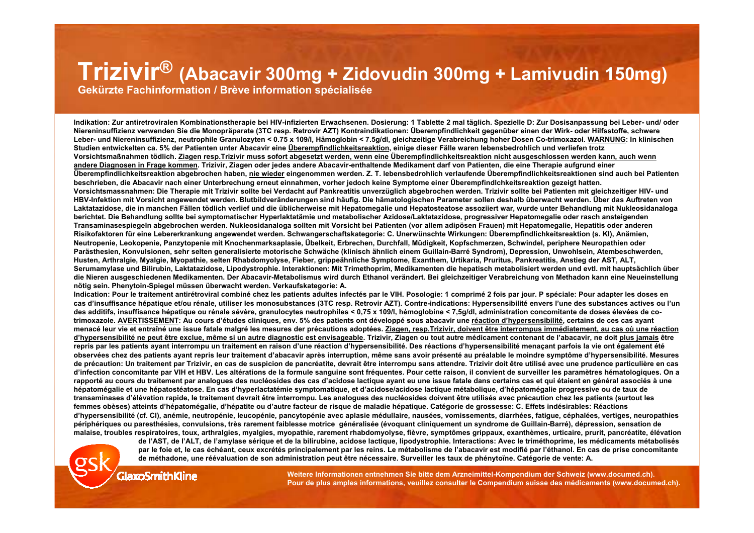# Trizivir® (Abacavir 300mg + Zidovudin 300mg + Lamivudin 150mg)

**Gekürzte Fachinformation / Brève information spécialisée**

**Indikation: Zur antiretroviralen Kombinationstherapie bei HIV-infizierten Erwachsenen. Dosierung: 1 Tablette 2 mal täglich. Spezielle D: Zur Dosisanpassung bei Leber- und/ oder Niereninsuffizienz verwenden Sie die Monopräparate (3TC resp. Retrovir AZT) Kontraindikationen: Überempfindlichkeit gegenüber einen der Wirk- oder Hilfsstoffe, schwere Leber- und Niereninsuffizienz, neutrophile Granulozyten < 0.75 x 109/l, Hämoglobin < 7.5g/dl, gleichzeitige Verabreichung hoher Dosen Co-trimoxazol. <u>WARNUNG</u>: In klinischen Studien entwickelten ca. 5% der Patienten unter Abacavir eine <u>Überempfindlichkeitsreaktion</u>, einige dieser Fälle waren lebensbedrohlich und verliefen trotz Vorsichtsmaßnahmen tödlich. <u>Ziagen resp.Trizivir muss sofort abgesetzt werden, wenn eine Überempfindlichkeitsreaktion nicht ausgeschlossen werden kann, auch wenn andere Diagnosen in Frage kommen</u>. Trizivir, Ziagen oder jedes andere Abacavir-enthaltende Medikament darf von Patienten, die eine Therapie aufgrund einer Überempfindlichkeitsreaktion abgebrochen haben, <u>nie wieder</u> eingenommen werden. Z. T. lebensbedrohlich verlaufende Überempfindlichkeitsreaktionen sind auch bei Patienten beschrieben, die Abacavir nach einer Unterbrechung erneut einnahmen, vorher jedoch keine Symptome einer Überempfindlchkeitsreaktion gezeigt hatten. Vorsichtsmassnahmen: Die Therapie mit Trizivir sollte bei Verdacht auf Pankreatitis unverzüglich abgebrochen werden. Trizivir sollte bei Patienten mit gleichzeitiger HIV- und HBV-Infektion mit Vorsicht angewendet werden. Blutbildveränderungen sind häufig. Die hämatologischen Parameter sollen deshalb überwacht werden. Über das Auftreten von Laktatazidose, die in manchen Fällen tödlich verlief und die üblicherweise mit Hepatomegalie und Hepatosteatose assoziiert war, wurde unter Behandlung mit Nukleosidanaloga berichtet. Die Behandlung sollte bei symptomatischer Hyperlaktatämie und metabolischer Azidose/Laktatazidose, progressiver Hepatomegalie oder rasch ansteigenden Transaminasespiegeln abgebrochen werden. Nukleosidanaloga sollten mit Vorsicht bei Patienten (vor allem adipösen Frauen) mit Hepatomegalie, Hepatitis oder anderen Risikofaktoren für eine Lebererkrankung angewendet werden. Schwangerschaftskategorie: C. Unerwünschte Wirkungen: Überempfindlichkeitsreaktion (s. KI), Anämien, Neutropenie, Leokopenie, Panzytopenie mit Knochenmarksaplasie, Übelkeit, Erbrechen, Durchfall, Müdigkeit, Kopfschmerzen, Schwindel, periphere Neuropathien oder Parästhesien, Konvulsionen, sehr selten generalisierte motorische Schwäche (klinisch ähnlich einem Guillain-Barré Syndrom), Depression, Unwohlsein, Atembeschwerden, Husten, Arthralgie, Myalgie, Myopathie, selten Rhabdomyolyse, Fieber, grippeähnliche Symptome, Exanthem, Urtikaria, Pruritus, Pankreatitis, Anstieg der AST, ALT, Serumamylase und Bilirubin, Laktatazidose, Lipodystrophie. Interaktionen: Mit Trimethoprim, Medikamenten die hepatisch metabolisiert werden und evtl. mit hauptsächlich über die Nieren ausgeschiedenen Medikamenten. Der Abacavir-Metabolismus wird durch Ethanol verändert. Bei gleichzeitiger Verabreichung von Methadon kann eine Neueinstellung nötig sein. Phenytoin-Spiegel müssen überwacht werden. Verkaufskategorie: A.**

**Indication: Pour le traitement antirétroviral combiné chez les patients adultes infectés par le VIH. Posologie: 1 comprimé 2 fois par jour. P spéciale: Pour adapter les doses en cas d'insuffisance hépatique et/ou rénale, utiliser les monosubstances (3TC resp. Retrovir AZT). Contre-indications: Hypersensibilité envers l'une des substances actives ou l'un des additifs, insuffisance hépatique ou rénale sévère, granulocytes neutrophiles < 0,75 x 109/l, hémoglobine < 7,5g/dl, administration concomitante de doses élevées de co-trimoxazole. <u>AVERTISSEMENT</u>: Au cours d'études cliniques, env. 5% des patients ont développé sous abacavir une <u>réaction d'hypersensibilité</u>, certains de ces cas ayant menacé leur vie et entraîné une issue fatale malgré les mesures der précautions adoptées. <u>Ziagen, resp.Trizivir, doivent être interrompus immédiatement, au cas où une réaction d'hypersensibilité ne peut être exclue, même si un autre diagnostic est envisageable</u>. Trizivir, Ziagen ou tout autre médicament contenant de l'abacavir, ne doit <u>plus jamais</u> être repris par les patients ayant interrompu un traitement en raison d'une réaction d'hypersensibilité. Des réactions d'hypersensibilité menaçant parfois la vie ont également été observées chez des patients ayant repris leur traitement d'abacavir après interruption, même sans avoir présenté au préalable le moindre symptôme d'hypersensibilité. Mesures de précaution: Un traitement par Trizivir, en cas de suspicion de pancréatite, devrait être interrompu sans attendre. Trizivir doit être utilisé avec une prudence particulière en cas d'infection concomitante par VIH et HBV. Les altérations de la formule sanguine sont fréquentes. Pour cette raison, il convient de surveiller les paramètres hématologiques. On a rapporté au cours du traitement par analogues des nucléosides des cas d'acidose lactique ayant eu une issue fatale dans certains cas et qui étaient en général associés à une hépatomégalie et une hépatostéatose. En cas d'hyperlactatémie symptomatique, et d'acidose/acidose lactique métabolique, d'hépatomégalie progressive ou de taux de transaminases d'élévation rapide, le traitement devrait être interrompu. Les analogues des nucléosides doivent être utilisés avec précaution chez les patients (surtout les femmes obèses) atteints d'hépatomégalie, d'hépatite ou d'autre facteur de risque de maladie hépatique. Catégorie de grossesse: C. Effets indésirables: Réactions d'hypersensibilité (cf. CI), anémie, neutropénie, leucopénie, pancytopénie avec aplasie médullaire, nausées, vomissements, diarrhées, fatigue, céphalées, vertiges, neuropathies périphériques ou paresthésies, convulsions, très rarement faiblesse motrice généralisée (évoquant cliniquement un syndrome de Guillain-Barré), dépression, sensation de malaise, troubles respiratoires, toux, arthralgies, myalgies, myopathie, rarement rhabdomyolyse, fièvre, symptômes grippaux, exanthèmes, urticaire, prurit, pancréatite, élévation de l'AST, de l'ALT, de l'amylase sérique et de la bilirubine, acidose lactique, lipodystrophie. Interactions: Avec le triméthoprime, les médicaments métabolisés par le foie et, le cas échéant, ceux excrétés principalement par les reins. Le métabolisme de l'abacavir est modifié par l'éthanol. En cas de prise concomitante de méthadone, une réévaluation de son administration peut être nécessaire. Surveiller les taux de phénytoïne. Catégorie de vente: A.**

gsk GlaxoSmithKline

**Weitere Informationen entnehmen Sie bitte dem Arzneimittel-Kompendium der Schweiz (www.documed.ch).**
**Pour de plus amples informations, veuillez consulter le Compendium suisse des médicaments (www.documed.ch).**